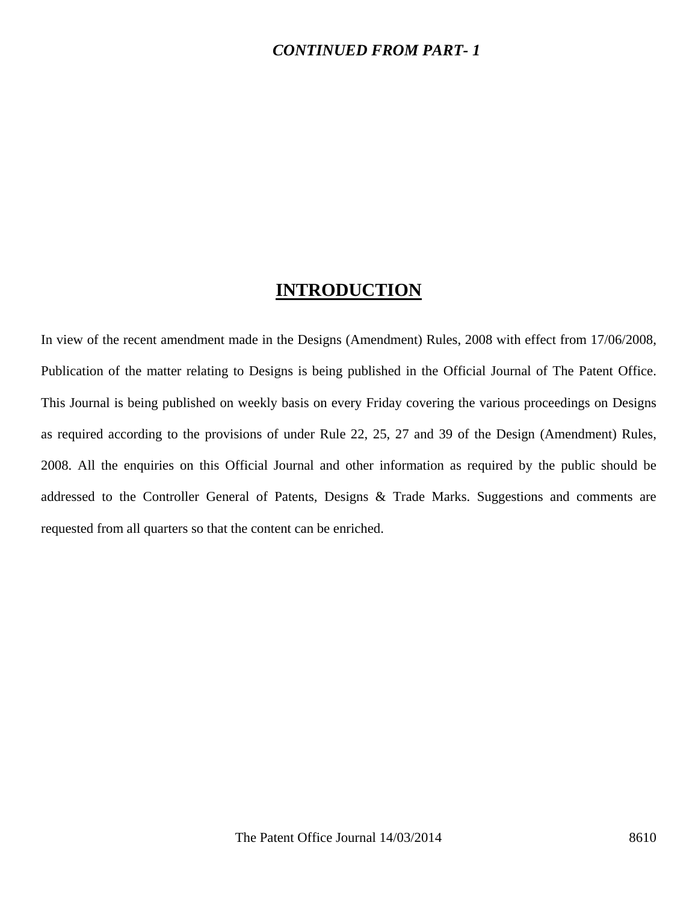***CONTINUED FROM PART- 1***

# INTRODUCTION

In view of the recent amendment made in the Designs (Amendment) Rules, 2008 with effect from 17/06/2008, Publication of the matter relating to Designs is being published in the Official Journal of The Patent Office. This Journal is being published on weekly basis on every Friday covering the various proceedings on Designs as required according to the provisions of under Rule 22, 25, 27 and 39 of the Design (Amendment) Rules, 2008. All the enquiries on this Official Journal and other information as required by the public should be addressed to the Controller General of Patents, Designs & Trade Marks. Suggestions and comments are requested from all quarters so that the content can be enriched.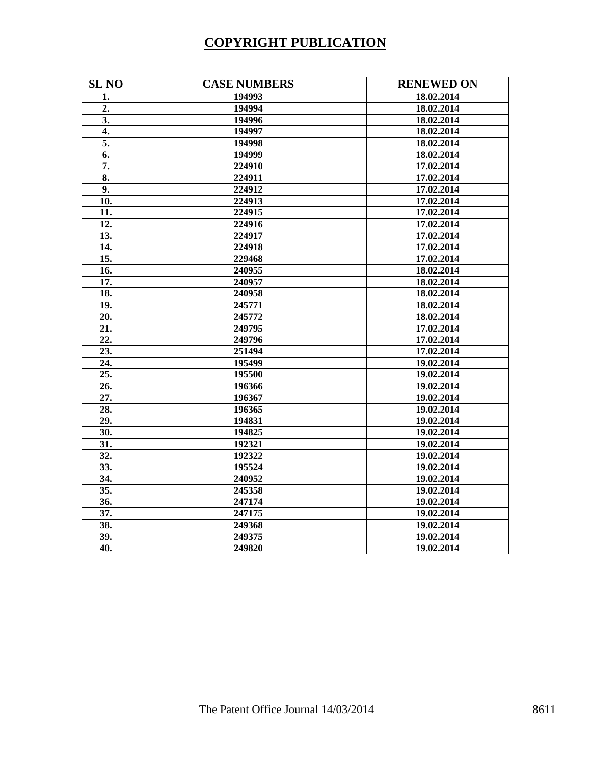# COPYRIGHT PUBLICATION

| SL NO | CASE NUMBERS | RENEWED ON |
|---|---|---|
| 1. | 194993 | 18.02.2014 |
| 2. | 194994 | 18.02.2014 |
| 3. | 194996 | 18.02.2014 |
| 4. | 194997 | 18.02.2014 |
| 5. | 194998 | 18.02.2014 |
| 6. | 194999 | 18.02.2014 |
| 7. | 224910 | 17.02.2014 |
| 8. | 224911 | 17.02.2014 |
| 9. | 224912 | 17.02.2014 |
| 10. | 224913 | 17.02.2014 |
| 11. | 224915 | 17.02.2014 |
| 12. | 224916 | 17.02.2014 |
| 13. | 224917 | 17.02.2014 |
| 14. | 224918 | 17.02.2014 |
| 15. | 229468 | 17.02.2014 |
| 16. | 240955 | 18.02.2014 |
| 17. | 240957 | 18.02.2014 |
| 18. | 240958 | 18.02.2014 |
| 19. | 245771 | 18.02.2014 |
| 20. | 245772 | 18.02.2014 |
| 21. | 249795 | 17.02.2014 |
| 22. | 249796 | 17.02.2014 |
| 23. | 251494 | 17.02.2014 |
| 24. | 195499 | 19.02.2014 |
| 25. | 195500 | 19.02.2014 |
| 26. | 196366 | 19.02.2014 |
| 27. | 196367 | 19.02.2014 |
| 28. | 196365 | 19.02.2014 |
| 29. | 194831 | 19.02.2014 |
| 30. | 194825 | 19.02.2014 |
| 31. | 192321 | 19.02.2014 |
| 32. | 192322 | 19.02.2014 |
| 33. | 195524 | 19.02.2014 |
| 34. | 240952 | 19.02.2014 |
| 35. | 245358 | 19.02.2014 |
| 36. | 247174 | 19.02.2014 |
| 37. | 247175 | 19.02.2014 |
| 38. | 249368 | 19.02.2014 |
| 39. | 249375 | 19.02.2014 |
| 40. | 249820 | 19.02.2014 |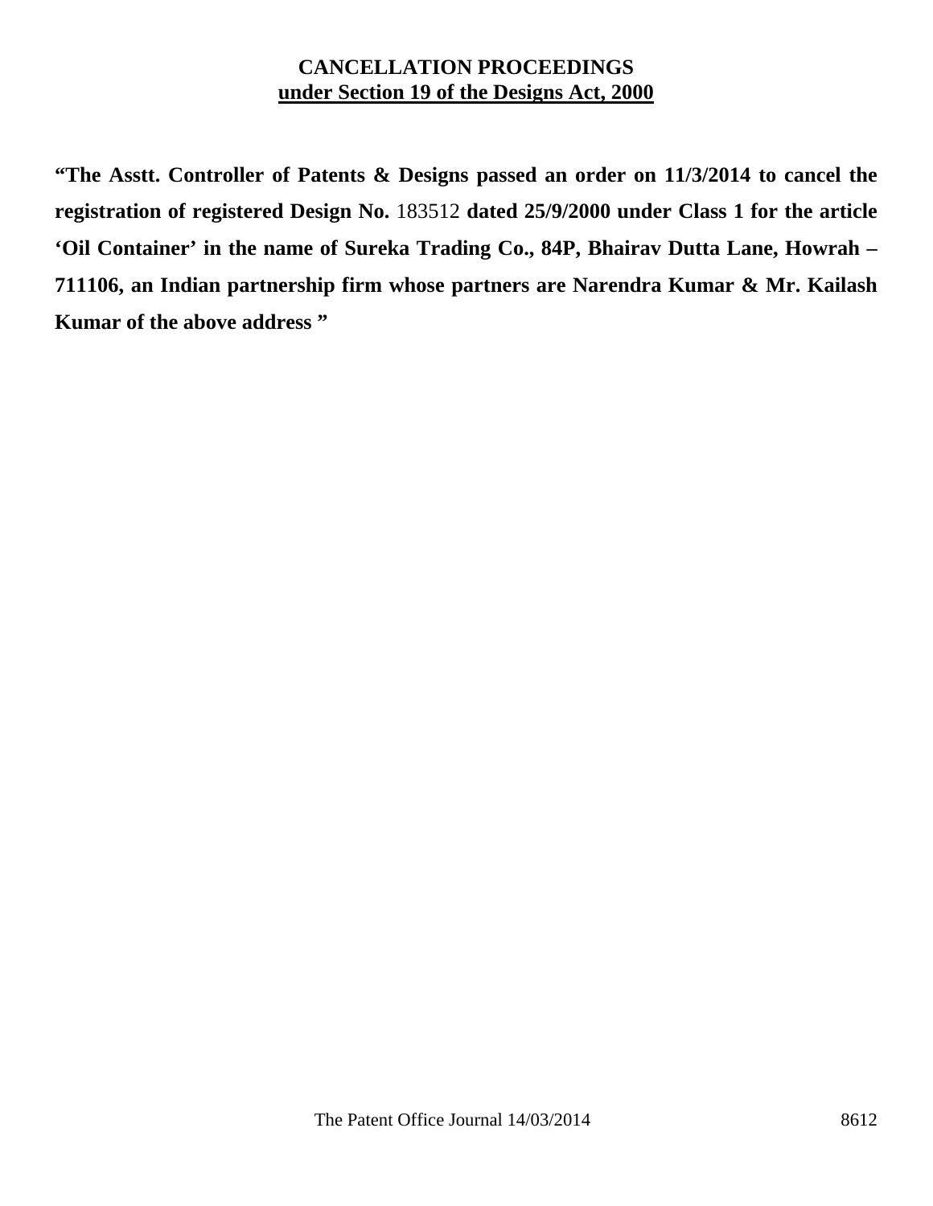**CANCELLATION PROCEEDINGS**
**under Section 19 of the Designs Act, 2000**

**"The Asstt. Controller of Patents & Designs passed an order on 11/3/2014 to cancel the registration of registered Design No.** 183512 **dated 25/9/2000 under Class 1 for the article 'Oil Container' in the name of Sureka Trading Co., 84P, Bhairav Dutta Lane, Howrah – 711106, an Indian partnership firm whose partners are Narendra Kumar & Mr. Kailash Kumar of the above address "**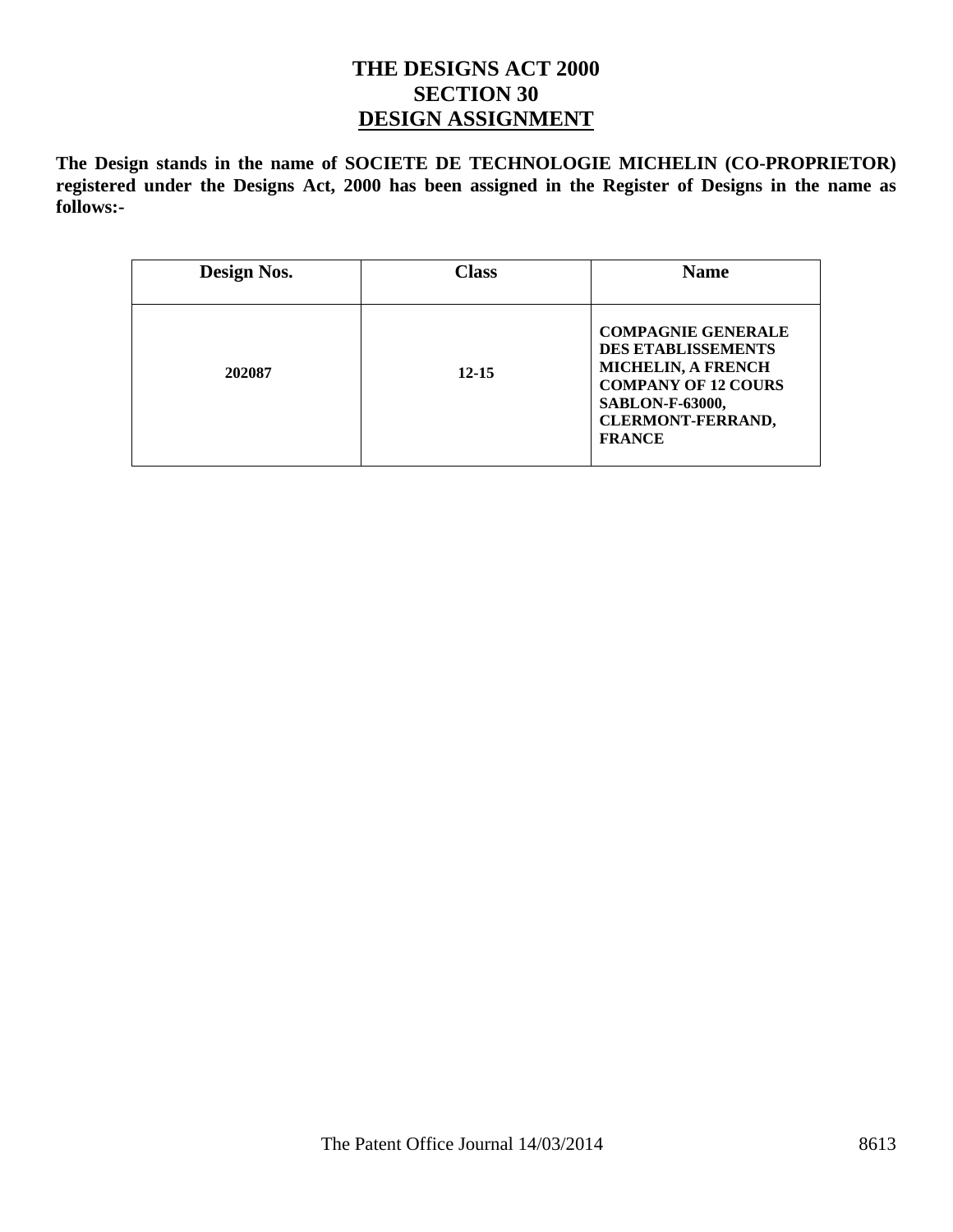# THE DESIGNS ACT 2000
# SECTION 30
# DESIGN ASSIGNMENT

**The Design stands in the name of SOCIETE DE TECHNOLOGIE MICHELIN (CO-PROPRIETOR) registered under the Designs Act, 2000 has been assigned in the Register of Designs in the name as follows:-**

| Design Nos. | Class | Name |
| --- | --- | --- |
| **202087** | **12-15** | **COMPAGNIE GENERALE DES ETABLISSEMENTS MICHELIN, A FRENCH COMPANY OF 12 COURS SABLON-F-63000, CLERMONT-FERRAND, FRANCE** |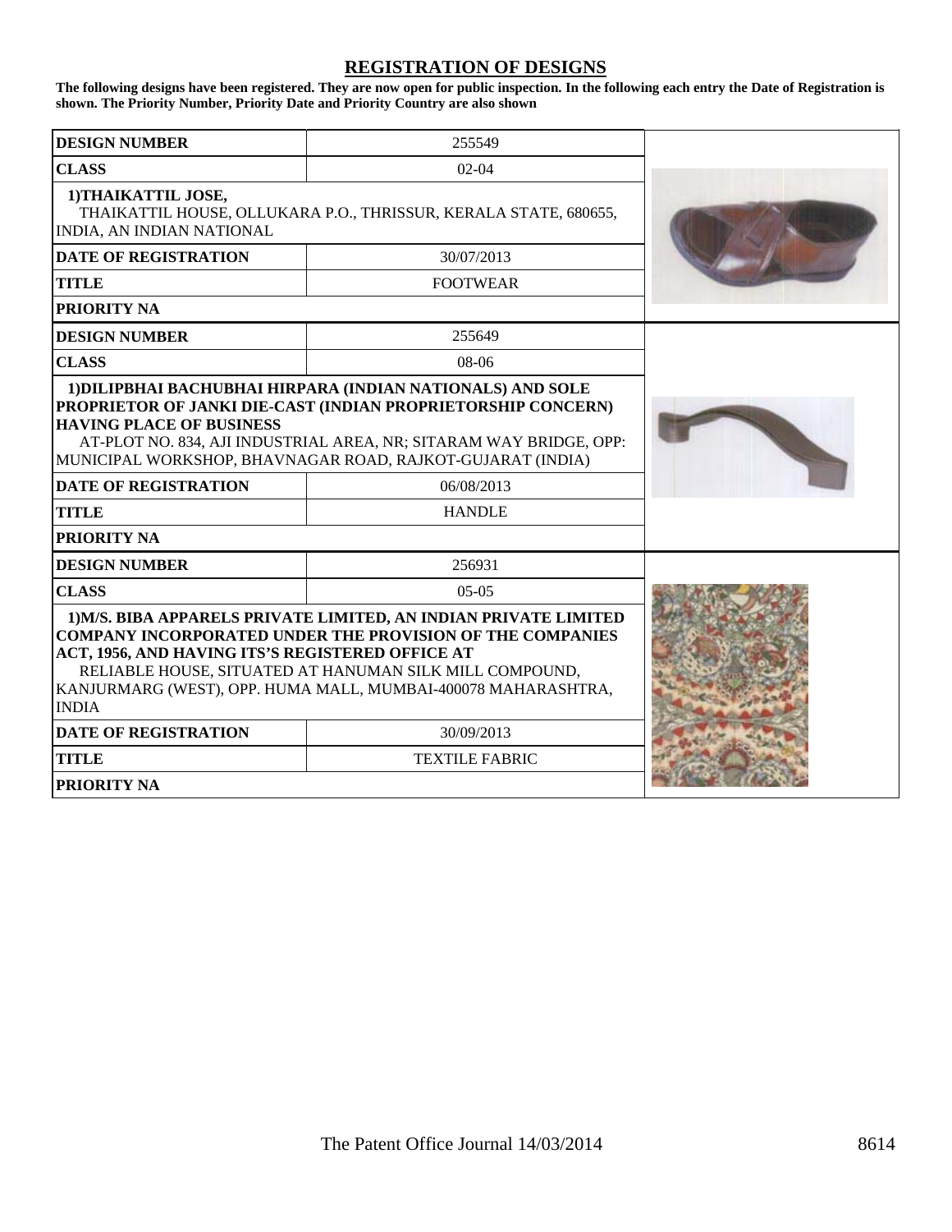## REGISTRATION OF DESIGNS

**The following designs have been registered. They are now open for public inspection. In the following each entry the Date of Registration is shown. The Priority Number, Priority Date and Priority Country are also shown**

| **DESIGN NUMBER** | 255549 |
|---|---|
| **CLASS** | 02-04 |
| **1)THAIKATTIL JOSE,** THAIKATTIL HOUSE, OLLUKARA P.O., THRISSUR, KERALA STATE, 680655, INDIA, AN INDIAN NATIONAL | |
| **DATE OF REGISTRATION** | 30/07/2013 |
| **TITLE** | FOOTWEAR |
| **PRIORITY NA** | |

| **DESIGN NUMBER** | 255649 |
|---|---|
| **CLASS** | 08-06 |
| **1)DILIPBHAI BACHUBHAI HIRPARA (INDIAN NATIONALS) AND SOLE PROPRIETOR OF JANKI DIE-CAST (INDIAN PROPRIETORSHIP CONCERN) HAVING PLACE OF BUSINESS** AT-PLOT NO. 834, AJI INDUSTRIAL AREA, NR; SITARAM WAY BRIDGE, OPP: MUNICIPAL WORKSHOP, BHAVNAGAR ROAD, RAJKOT-GUJARAT (INDIA) | |
| **DATE OF REGISTRATION** | 06/08/2013 |
| **TITLE** | HANDLE |
| **PRIORITY NA** | |

| **DESIGN NUMBER** | 256931 |
|---|---|
| **CLASS** | 05-05 |
| **1)M/S. BIBA APPARELS PRIVATE LIMITED, AN INDIAN PRIVATE LIMITED COMPANY INCORPORATED UNDER THE PROVISION OF THE COMPANIES ACT, 1956, AND HAVING ITS'S REGISTERED OFFICE AT** RELIABLE HOUSE, SITUATED AT HANUMAN SILK MILL COMPOUND, KANJURMARG (WEST), OPP. HUMA MALL, MUMBAI-400078 MAHARASHTRA, INDIA | |
| **DATE OF REGISTRATION** | 30/09/2013 |
| **TITLE** | TEXTILE FABRIC |
| **PRIORITY NA** | |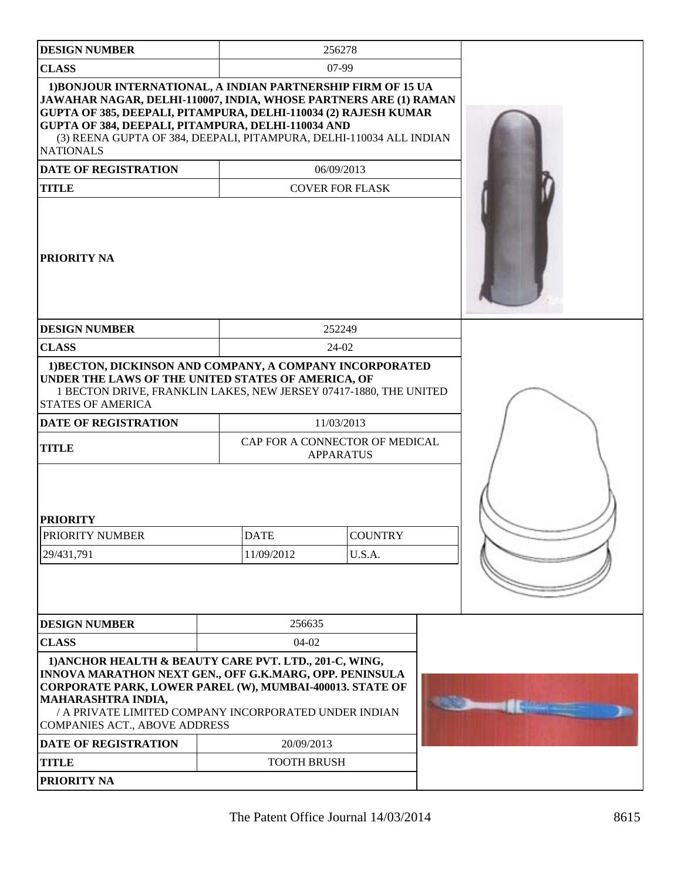| DESIGN NUMBER | 256278 |
|---|---|
| CLASS | 07-99 |
| 1)BONJOUR INTERNATIONAL, A INDIAN PARTNERSHIP FIRM OF 15 UA JAWAHAR NAGAR, DELHI-110007, INDIA, WHOSE PARTNERS ARE (1) RAMAN GUPTA OF 385, DEEPALI, PITAMPURA, DELHI-110034 (2) RAJESH KUMAR GUPTA OF 384, DEEPALI, PITAMPURA, DELHI-110034 AND (3) REENA GUPTA OF 384, DEEPALI, PITAMPURA, DELHI-110034 ALL INDIAN NATIONALS | |
| DATE OF REGISTRATION | 06/09/2013 |
| TITLE | COVER FOR FLASK |
| PRIORITY NA | |

| DESIGN NUMBER | 252249 | |
|---|---|---|
| CLASS | 24-02 | |
| 1)BECTON, DICKINSON AND COMPANY, A COMPANY INCORPORATED UNDER THE LAWS OF THE UNITED STATES OF AMERICA, OF 1 BECTON DRIVE, FRANKLIN LAKES, NEW JERSEY 07417-1880, THE UNITED STATES OF AMERICA | | |
| DATE OF REGISTRATION | 11/03/2013 | |
| TITLE | CAP FOR A CONNECTOR OF MEDICAL APPARATUS | |
| PRIORITY | | |
| PRIORITY NUMBER | DATE | COUNTRY |
| 29/431,791 | 11/09/2012 | U.S.A. |

| DESIGN NUMBER | 256635 |
|---|---|
| CLASS | 04-02 |
| 1)ANCHOR HEALTH & BEAUTY CARE PVT. LTD., 201-C, WING, INNOVA MARATHON NEXT GEN., OFF G.K.MARG, OPP. PENINSULA CORPORATE PARK, LOWER PAREL (W), MUMBAI-400013. STATE OF MAHARASHTRA INDIA, / A PRIVATE LIMITED COMPANY INCORPORATED UNDER INDIAN COMPANIES ACT., ABOVE ADDRESS | |
| DATE OF REGISTRATION | 20/09/2013 |
| TITLE | TOOTH BRUSH |
| PRIORITY NA | |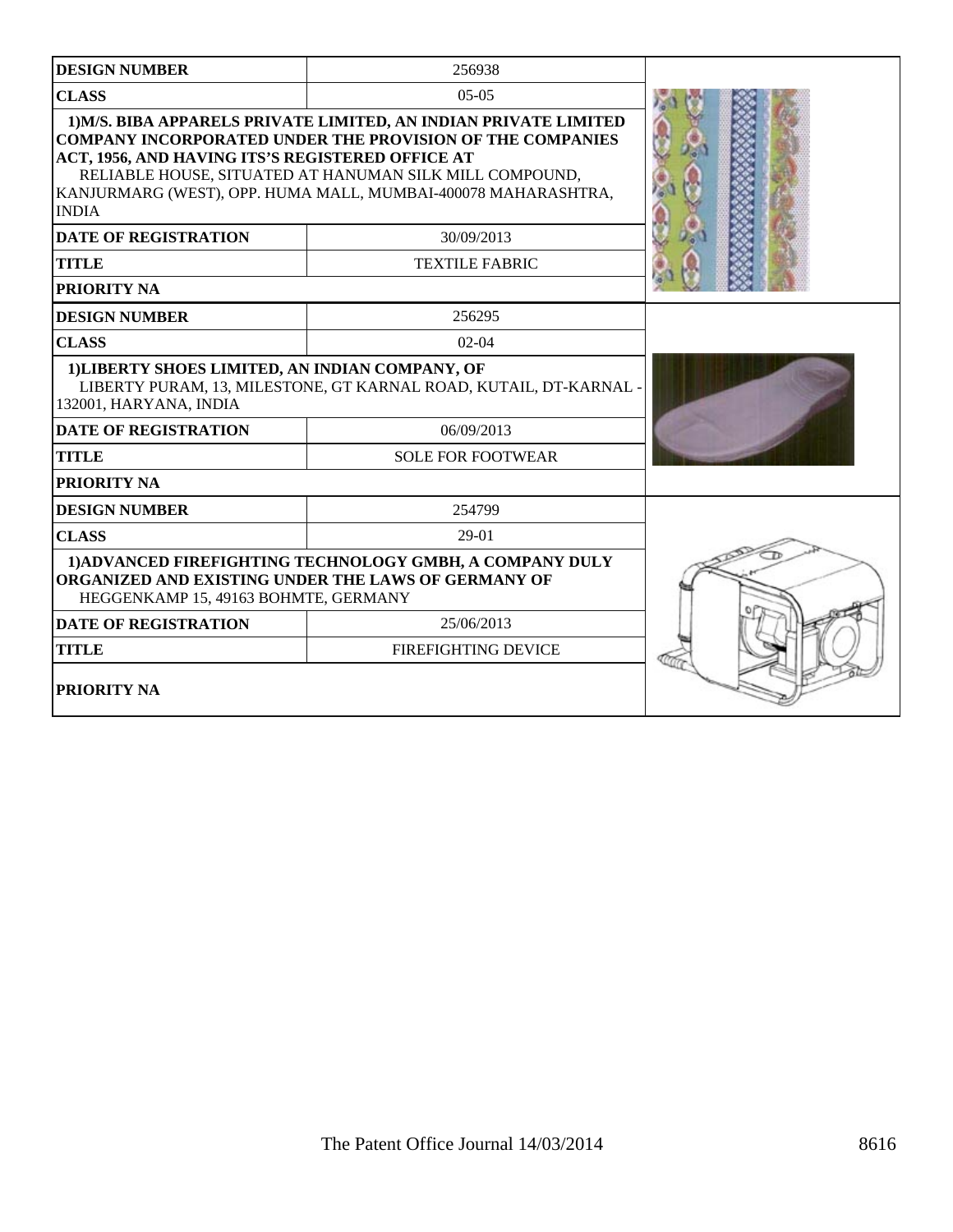| **DESIGN NUMBER** | 256938 |
|---|---|
| **CLASS** | 05-05 |
| **1)M/S. BIBA APPARELS PRIVATE LIMITED, AN INDIAN PRIVATE LIMITED COMPANY INCORPORATED UNDER THE PROVISION OF THE COMPANIES ACT, 1956, AND HAVING ITS'S REGISTERED OFFICE AT** RELIABLE HOUSE, SITUATED AT HANUMAN SILK MILL COMPOUND, KANJURMARG (WEST), OPP. HUMA MALL, MUMBAI-400078 MAHARASHTRA, INDIA | |
| **DATE OF REGISTRATION** | 30/09/2013 |
| **TITLE** | TEXTILE FABRIC |
| **PRIORITY NA** | |

| **DESIGN NUMBER** | 256295 |
|---|---|
| **CLASS** | 02-04 |
| **1)LIBERTY SHOES LIMITED, AN INDIAN COMPANY, OF** LIBERTY PURAM, 13, MILESTONE, GT KARNAL ROAD, KUTAIL, DT-KARNAL - 132001, HARYANA, INDIA | |
| **DATE OF REGISTRATION** | 06/09/2013 |
| **TITLE** | SOLE FOR FOOTWEAR |
| **PRIORITY NA** | |

| **DESIGN NUMBER** | 254799 |
|---|---|
| **CLASS** | 29-01 |
| **1)ADVANCED FIREFIGHTING TECHNOLOGY GMBH, A COMPANY DULY ORGANIZED AND EXISTING UNDER THE LAWS OF GERMANY OF** HEGGENKAMP 15, 49163 BOHMTE, GERMANY | |
| **DATE OF REGISTRATION** | 25/06/2013 |
| **TITLE** | FIREFIGHTING DEVICE |
| **PRIORITY NA** | |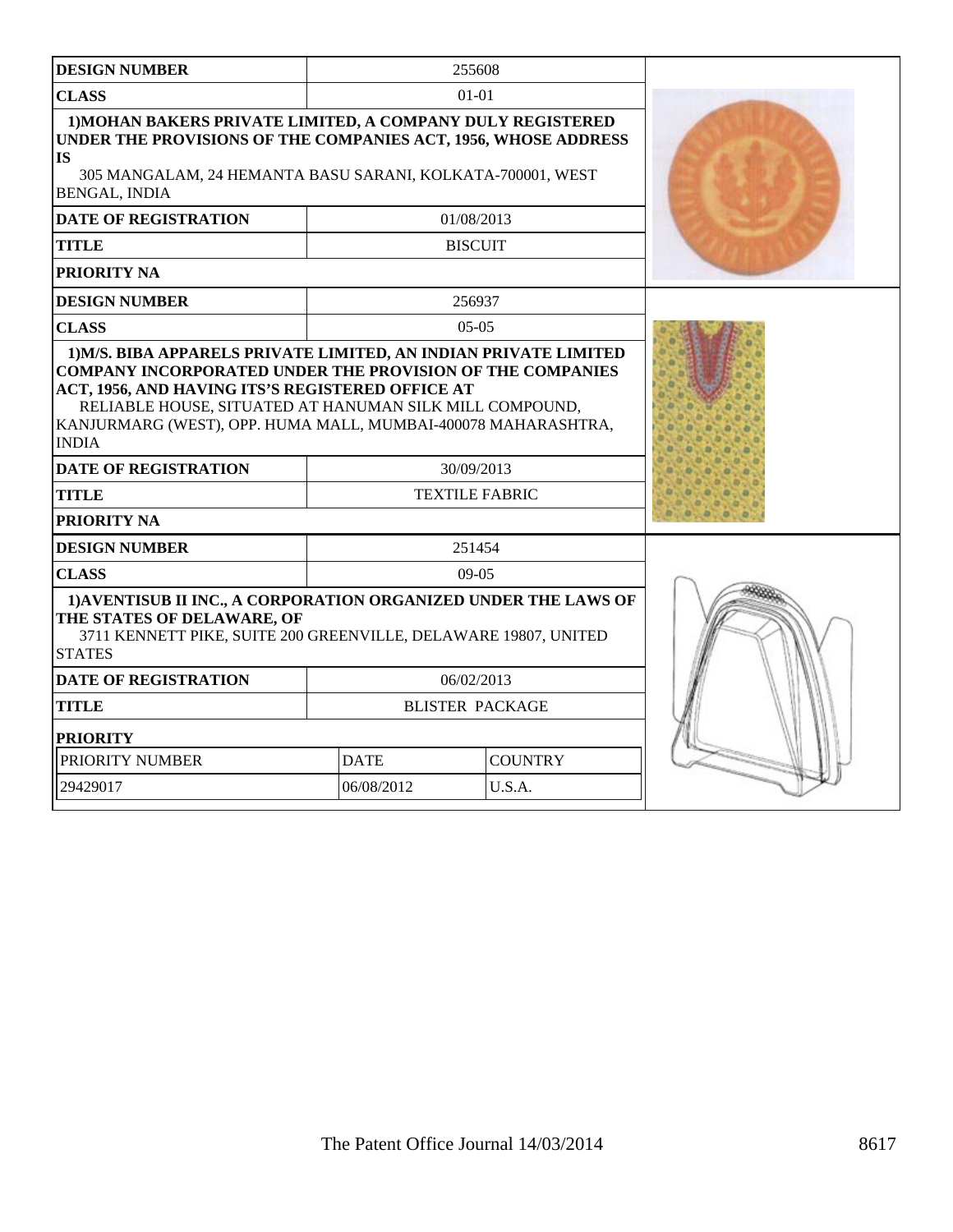| DESIGN NUMBER | 255608 |
|---|---|
| CLASS | 01-01 |
| 1)MOHAN BAKERS PRIVATE LIMITED, A COMPANY DULY REGISTERED UNDER THE PROVISIONS OF THE COMPANIES ACT, 1956, WHOSE ADDRESS IS 305 MANGALAM, 24 HEMANTA BASU SARANI, KOLKATA-700001, WEST BENGAL, INDIA | |
| DATE OF REGISTRATION | 01/08/2013 |
| TITLE | BISCUIT |
| PRIORITY NA | |

| DESIGN NUMBER | 256937 |
|---|---|
| CLASS | 05-05 |
| 1)M/S. BIBA APPARELS PRIVATE LIMITED, AN INDIAN PRIVATE LIMITED COMPANY INCORPORATED UNDER THE PROVISION OF THE COMPANIES ACT, 1956, AND HAVING ITS'S REGISTERED OFFICE AT RELIABLE HOUSE, SITUATED AT HANUMAN SILK MILL COMPOUND, KANJURMARG (WEST), OPP. HUMA MALL, MUMBAI-400078 MAHARASHTRA, INDIA | |
| DATE OF REGISTRATION | 30/09/2013 |
| TITLE | TEXTILE FABRIC |
| PRIORITY NA | |

| DESIGN NUMBER | 251454 | |
|---|---|---|
| CLASS | 09-05 | |
| 1)AVENTISUB II INC., A CORPORATION ORGANIZED UNDER THE LAWS OF THE STATES OF DELAWARE, OF 3711 KENNETT PIKE, SUITE 200 GREENVILLE, DELAWARE 19807, UNITED STATES | | |
| DATE OF REGISTRATION | 06/02/2013 | |
| TITLE | BLISTER PACKAGE | |
| PRIORITY | | |
| PRIORITY NUMBER | DATE | COUNTRY |
| 29429017 | 06/08/2012 | U.S.A. |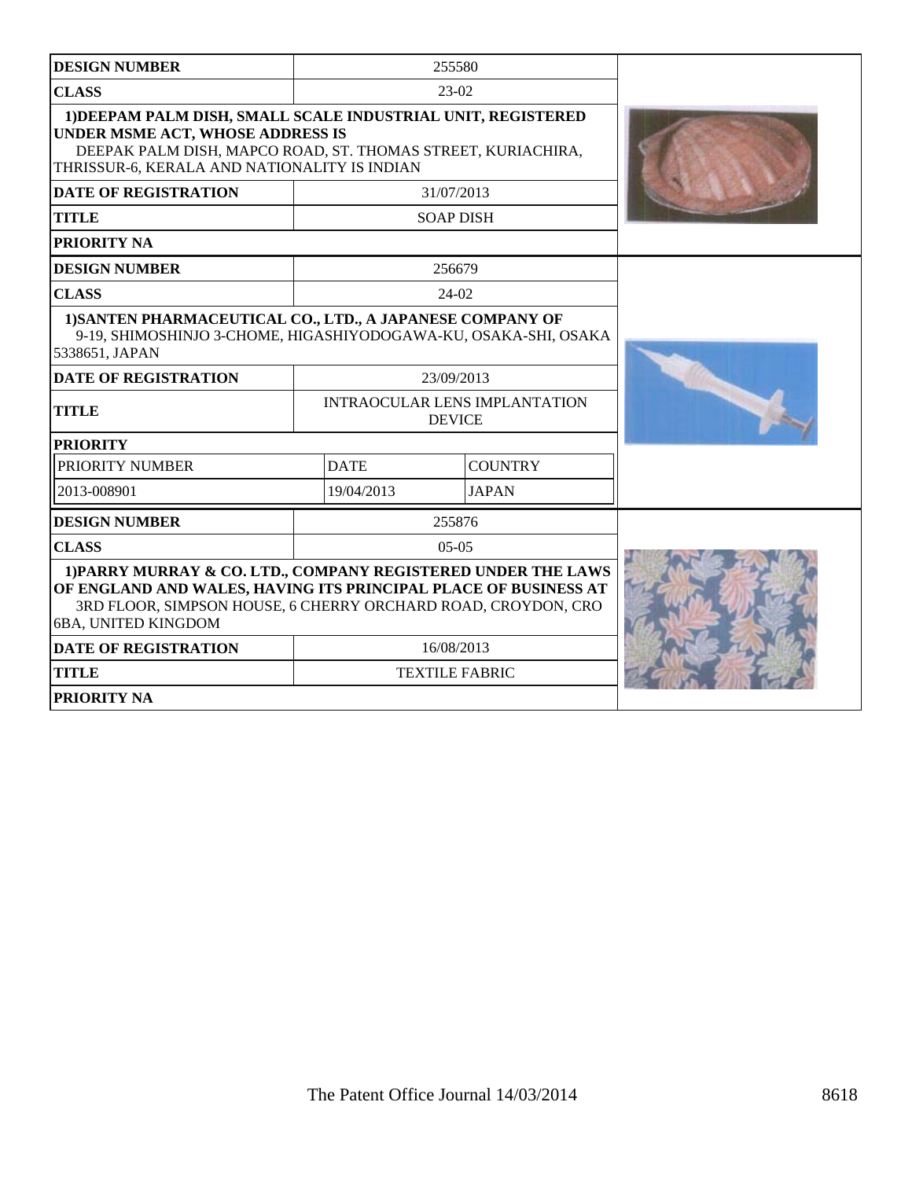| DESIGN NUMBER | 255580 | |
|---|---|---|
| CLASS | 23-02 | |
| 1)DEEPAM PALM DISH, SMALL SCALE INDUSTRIAL UNIT, REGISTERED UNDER MSME ACT, WHOSE ADDRESS IS DEEPAK PALM DISH, MAPCO ROAD, ST. THOMAS STREET, KURIACHIRA, THRISSUR-6, KERALA AND NATIONALITY IS INDIAN | | |
| DATE OF REGISTRATION | 31/07/2013 | |
| TITLE | SOAP DISH | |
| PRIORITY NA | | |

| DESIGN NUMBER | 256679 | |
|---|---|---|
| CLASS | 24-02 | |
| 1)SANTEN PHARMACEUTICAL CO., LTD., A JAPANESE COMPANY OF 9-19, SHIMOSHINJO 3-CHOME, HIGASHIYODOGAWA-KU, OSAKA-SHI, OSAKA 5338651, JAPAN | | |
| DATE OF REGISTRATION | 23/09/2013 | |
| TITLE | INTRAOCULAR LENS IMPLANTATION DEVICE | |
| PRIORITY | | |
| PRIORITY NUMBER | DATE | COUNTRY |
| 2013-008901 | 19/04/2013 | JAPAN |

| DESIGN NUMBER | 255876 | |
|---|---|---|
| CLASS | 05-05 | |
| 1)PARRY MURRAY & CO. LTD., COMPANY REGISTERED UNDER THE LAWS OF ENGLAND AND WALES, HAVING ITS PRINCIPAL PLACE OF BUSINESS AT 3RD FLOOR, SIMPSON HOUSE, 6 CHERRY ORCHARD ROAD, CROYDON, CRO 6BA, UNITED KINGDOM | | |
| DATE OF REGISTRATION | 16/08/2013 | |
| TITLE | TEXTILE FABRIC | |
| PRIORITY NA | | |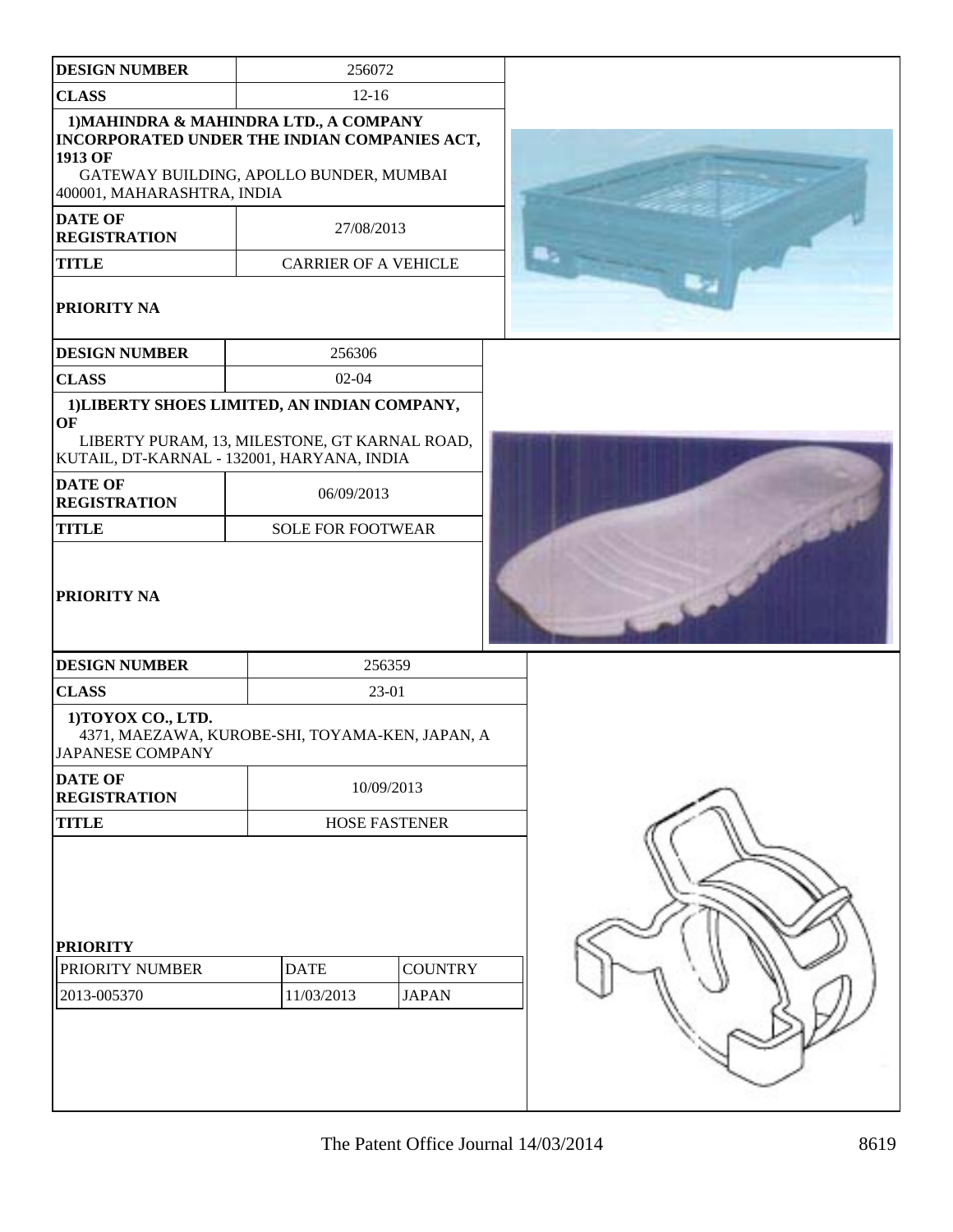| DESIGN NUMBER | 256072 |
|---|---|
| CLASS | 12-16 |
| 1)MAHINDRA & MAHINDRA LTD., A COMPANY INCORPORATED UNDER THE INDIAN COMPANIES ACT, 1913 OF GATEWAY BUILDING, APOLLO BUNDER, MUMBAI 400001, MAHARASHTRA, INDIA | |
| DATE OF REGISTRATION | 27/08/2013 |
| TITLE | CARRIER OF A VEHICLE |
| PRIORITY NA | |

| DESIGN NUMBER | 256306 |
|---|---|
| CLASS | 02-04 |
| 1)LIBERTY SHOES LIMITED, AN INDIAN COMPANY, OF LIBERTY PURAM, 13, MILESTONE, GT KARNAL ROAD, KUTAIL, DT-KARNAL - 132001, HARYANA, INDIA | |
| DATE OF REGISTRATION | 06/09/2013 |
| TITLE | SOLE FOR FOOTWEAR |
| PRIORITY NA | |

| DESIGN NUMBER | 256359 |
|---|---|
| CLASS | 23-01 |
| 1)TOYOX CO., LTD. 4371, MAEZAWA, KUROBE-SHI, TOYAMA-KEN, JAPAN, A JAPANESE COMPANY | |
| DATE OF REGISTRATION | 10/09/2013 |
| TITLE | HOSE FASTENER |

**PRIORITY**

| PRIORITY NUMBER | DATE | COUNTRY |
|---|---|---|
| 2013-005370 | 11/03/2013 | JAPAN |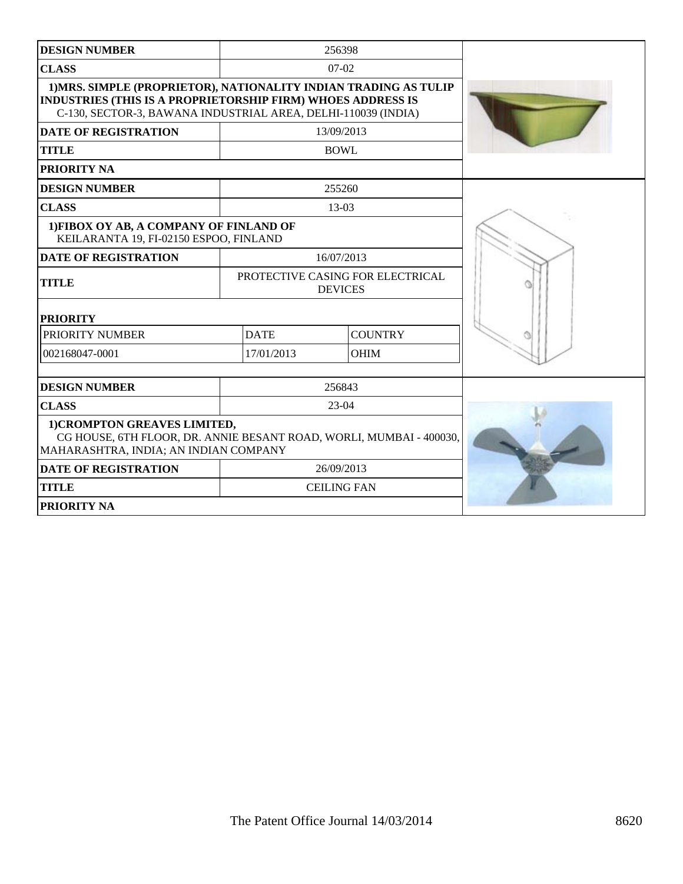| DESIGN NUMBER | 256398 |
|---|---|
| CLASS | 07-02 |
| 1)MRS. SIMPLE (PROPRIETOR), NATIONALITY INDIAN TRADING AS TULIP INDUSTRIES (THIS IS A PROPRIETORSHIP FIRM) WHOES ADDRESS IS C-130, SECTOR-3, BAWANA INDUSTRIAL AREA, DELHI-110039 (INDIA) | |
| DATE OF REGISTRATION | 13/09/2013 |
| TITLE | BOWL |
| PRIORITY NA | |

| DESIGN NUMBER | 255260 |
|---|---|
| CLASS | 13-03 |
| 1)FIBOX OY AB, A COMPANY OF FINLAND OF KEILARANTA 19, FI-02150 ESPOO, FINLAND | |
| DATE OF REGISTRATION | 16/07/2013 |
| TITLE | PROTECTIVE CASING FOR ELECTRICAL DEVICES |

**PRIORITY**

| PRIORITY NUMBER | DATE | COUNTRY |
|---|---|---|
| 002168047-0001 | 17/01/2013 | OHIM |

| DESIGN NUMBER | 256843 |
|---|---|
| CLASS | 23-04 |
| 1)CROMPTON GREAVES LIMITED, CG HOUSE, 6TH FLOOR, DR. ANNIE BESANT ROAD, WORLI, MUMBAI - 400030, MAHARASHTRA, INDIA; AN INDIAN COMPANY | |
| DATE OF REGISTRATION | 26/09/2013 |
| TITLE | CEILING FAN |
| PRIORITY NA | |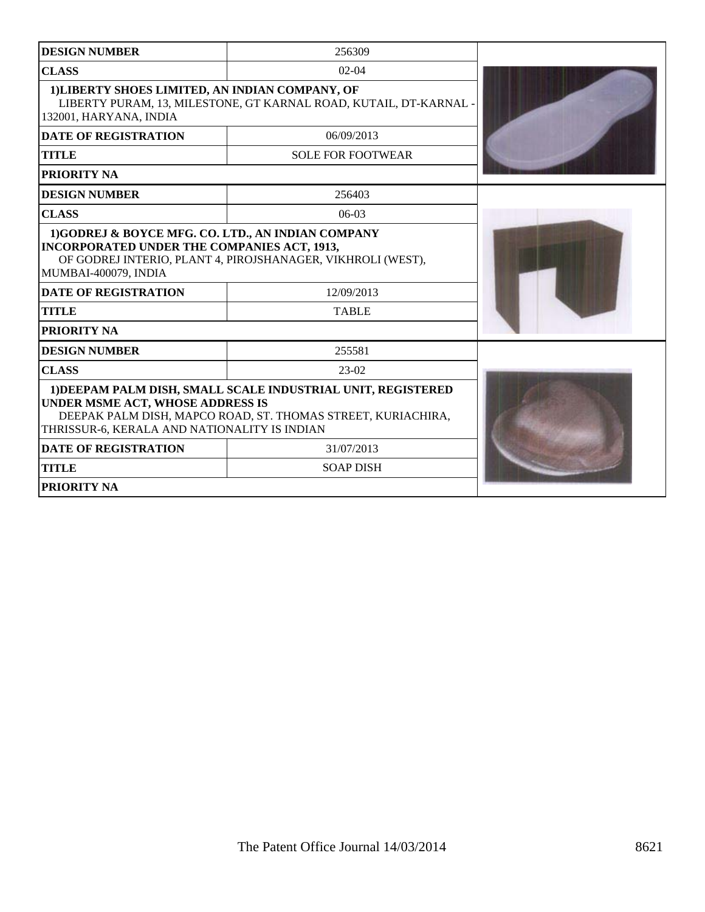| DESIGN NUMBER | 256309 |
|---|---|
| CLASS | 02-04 |
| 1)LIBERTY SHOES LIMITED, AN INDIAN COMPANY, OF LIBERTY PURAM, 13, MILESTONE, GT KARNAL ROAD, KUTAIL, DT-KARNAL - 132001, HARYANA, INDIA | |
| DATE OF REGISTRATION | 06/09/2013 |
| TITLE | SOLE FOR FOOTWEAR |
| PRIORITY NA | |

| DESIGN NUMBER | 256403 |
|---|---|
| CLASS | 06-03 |
| 1)GODREJ & BOYCE MFG. CO. LTD., AN INDIAN COMPANY INCORPORATED UNDER THE COMPANIES ACT, 1913, OF GODREJ INTERIO, PLANT 4, PIROJSHANAGER, VIKHROLI (WEST), MUMBAI-400079, INDIA | |
| DATE OF REGISTRATION | 12/09/2013 |
| TITLE | TABLE |
| PRIORITY NA | |

| DESIGN NUMBER | 255581 |
|---|---|
| CLASS | 23-02 |
| 1)DEEPAM PALM DISH, SMALL SCALE INDUSTRIAL UNIT, REGISTERED UNDER MSME ACT, WHOSE ADDRESS IS DEEPAK PALM DISH, MAPCO ROAD, ST. THOMAS STREET, KURIACHIRA, THRISSUR-6, KERALA AND NATIONALITY IS INDIAN | |
| DATE OF REGISTRATION | 31/07/2013 |
| TITLE | SOAP DISH |
| PRIORITY NA | |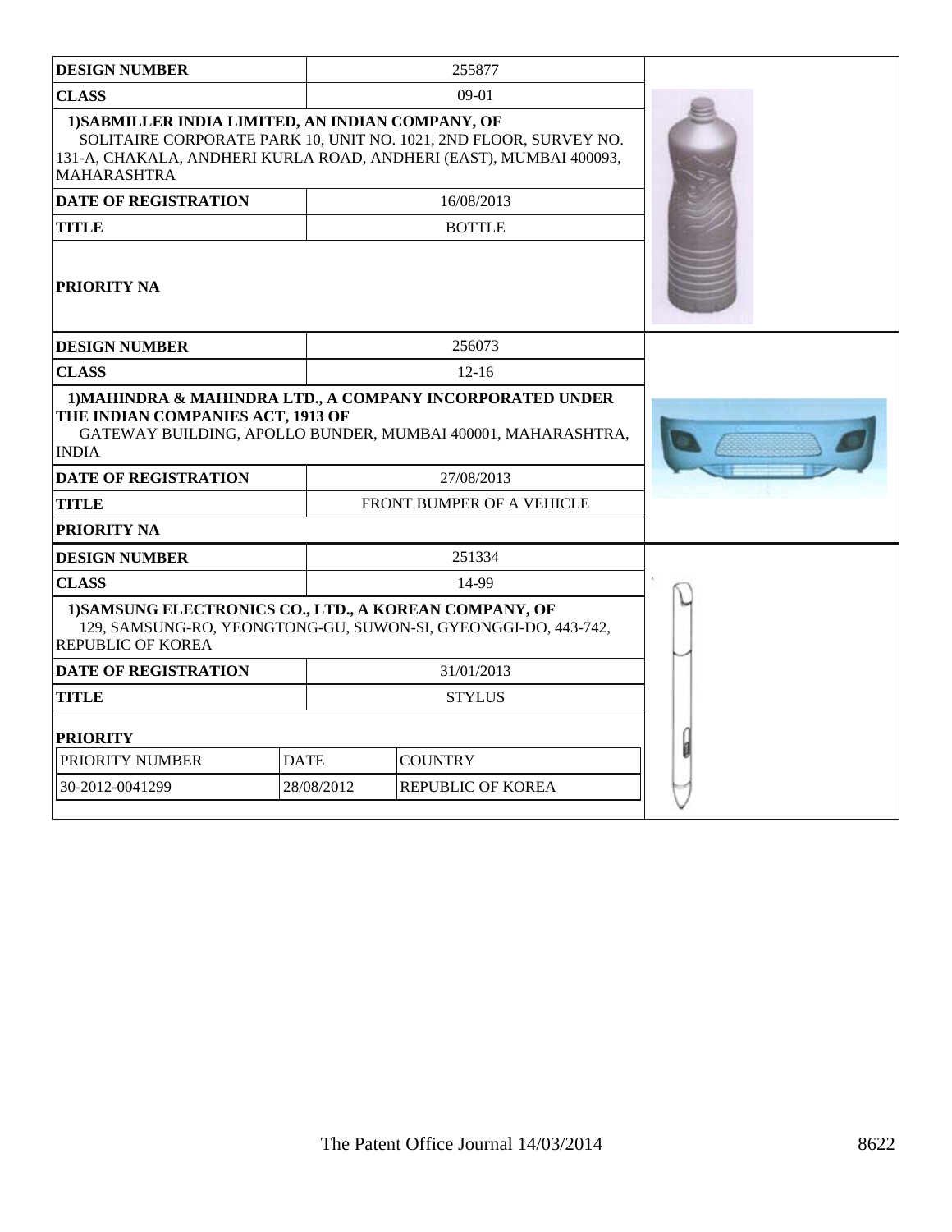| DESIGN NUMBER | 255877 |
| --- | --- |
| CLASS | 09-01 |
| 1)SABMILLER INDIA LIMITED, AN INDIAN COMPANY, OF SOLITAIRE CORPORATE PARK 10, UNIT NO. 1021, 2ND FLOOR, SURVEY NO. 131-A, CHAKALA, ANDHERI KURLA ROAD, ANDHERI (EAST), MUMBAI 400093, MAHARASHTRA | |
| DATE OF REGISTRATION | 16/08/2013 |
| TITLE | BOTTLE |
| PRIORITY NA | |

| DESIGN NUMBER | 256073 |
| --- | --- |
| CLASS | 12-16 |
| 1)MAHINDRA & MAHINDRA LTD., A COMPANY INCORPORATED UNDER THE INDIAN COMPANIES ACT, 1913 OF GATEWAY BUILDING, APOLLO BUNDER, MUMBAI 400001, MAHARASHTRA, INDIA | |
| DATE OF REGISTRATION | 27/08/2013 |
| TITLE | FRONT BUMPER OF A VEHICLE |
| PRIORITY NA | |

| DESIGN NUMBER | 251334 |
| --- | --- |
| CLASS | 14-99 |
| 1)SAMSUNG ELECTRONICS CO., LTD., A KOREAN COMPANY, OF 129, SAMSUNG-RO, YEONGTONG-GU, SUWON-SI, GYEONGGI-DO, 443-742, REPUBLIC OF KOREA | |
| DATE OF REGISTRATION | 31/01/2013 |
| TITLE | STYLUS |

**PRIORITY**

| PRIORITY NUMBER | DATE | COUNTRY |
| --- | --- | --- |
| 30-2012-0041299 | 28/08/2012 | REPUBLIC OF KOREA |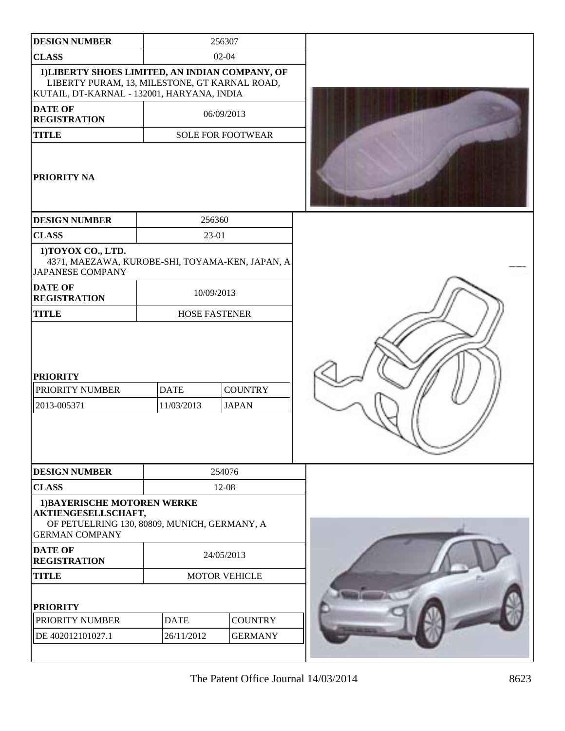| DESIGN NUMBER | 256307 |
|---|---|
| CLASS | 02-04 |
| 1)LIBERTY SHOES LIMITED, AN INDIAN COMPANY, OF LIBERTY PURAM, 13, MILESTONE, GT KARNAL ROAD, KUTAIL, DT-KARNAL - 132001, HARYANA, INDIA | |
| DATE OF REGISTRATION | 06/09/2013 |
| TITLE | SOLE FOR FOOTWEAR |
| PRIORITY NA | |

| DESIGN NUMBER | 256360 | |
|---|---|---|
| CLASS | 23-01 | |
| 1)TOYOX CO., LTD. 4371, MAEZAWA, KUROBE-SHI, TOYAMA-KEN, JAPAN, A JAPANESE COMPANY | | |
| DATE OF REGISTRATION | 10/09/2013 | |
| TITLE | HOSE FASTENER | |
| PRIORITY | | |
| PRIORITY NUMBER | DATE | COUNTRY |
| 2013-005371 | 11/03/2013 | JAPAN |

| DESIGN NUMBER | 254076 | |
|---|---|---|
| CLASS | 12-08 | |
| 1)BAYERISCHE MOTOREN WERKE AKTIENGESELLSCHAFT, OF PETUELRING 130, 80809, MUNICH, GERMANY, A GERMAN COMPANY | | |
| DATE OF REGISTRATION | 24/05/2013 | |
| TITLE | MOTOR VEHICLE | |
| PRIORITY | | |
| PRIORITY NUMBER | DATE | COUNTRY |
| DE 402012101027.1 | 26/11/2012 | GERMANY |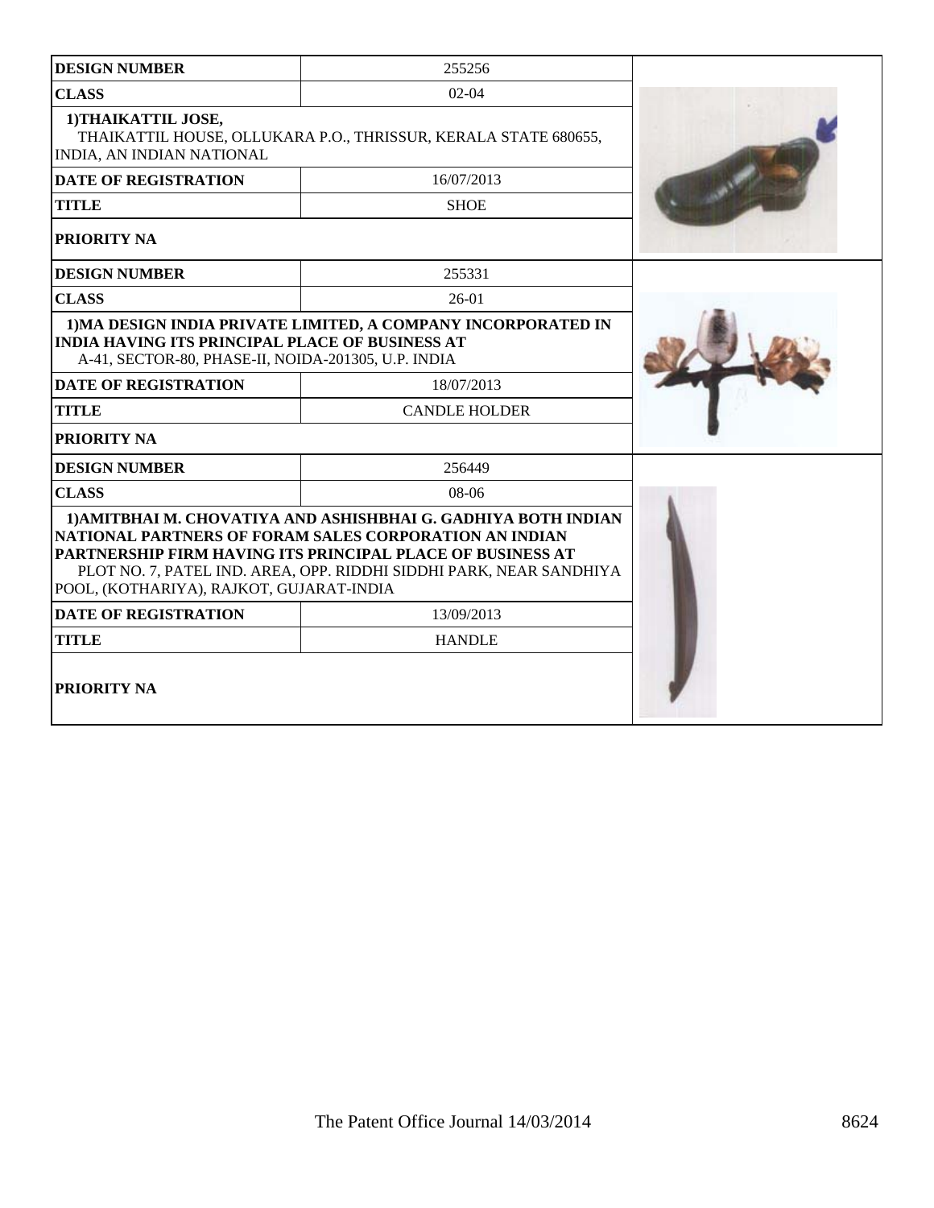| DESIGN NUMBER | 255256 |
|---|---|
| CLASS | 02-04 |
| 1)THAIKATTIL JOSE, THAIKATTIL HOUSE, OLLUKARA P.O., THRISSUR, KERALA STATE 680655, INDIA, AN INDIAN NATIONAL | |
| DATE OF REGISTRATION | 16/07/2013 |
| TITLE | SHOE |
| PRIORITY NA | |

| DESIGN NUMBER | 255331 |
|---|---|
| CLASS | 26-01 |
| 1)MA DESIGN INDIA PRIVATE LIMITED, A COMPANY INCORPORATED IN INDIA HAVING ITS PRINCIPAL PLACE OF BUSINESS AT A-41, SECTOR-80, PHASE-II, NOIDA-201305, U.P. INDIA | |
| DATE OF REGISTRATION | 18/07/2013 |
| TITLE | CANDLE HOLDER |
| PRIORITY NA | |

| DESIGN NUMBER | 256449 |
|---|---|
| CLASS | 08-06 |
| 1)AMITBHAI M. CHOVATIYA AND ASHISHBHAI G. GADHIYA BOTH INDIAN NATIONAL PARTNERS OF FORAM SALES CORPORATION AN INDIAN PARTNERSHIP FIRM HAVING ITS PRINCIPAL PLACE OF BUSINESS AT PLOT NO. 7, PATEL IND. AREA, OPP. RIDDHI SIDDHI PARK, NEAR SANDHIYA POOL, (KOTHARIYA), RAJKOT, GUJARAT-INDIA | |
| DATE OF REGISTRATION | 13/09/2013 |
| TITLE | HANDLE |
| PRIORITY NA | |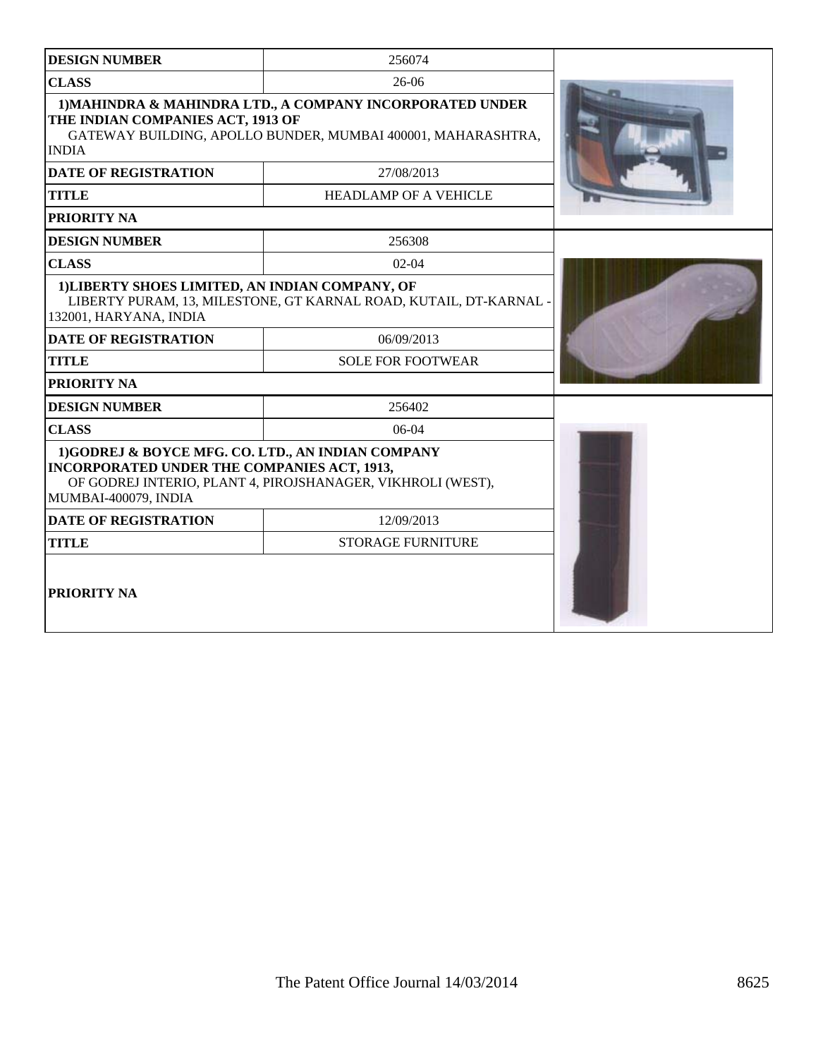| DESIGN NUMBER | 256074 |
| --- | --- |
| CLASS | 26-06 |
| 1)MAHINDRA & MAHINDRA LTD., A COMPANY INCORPORATED UNDER THE INDIAN COMPANIES ACT, 1913 OF GATEWAY BUILDING, APOLLO BUNDER, MUMBAI 400001, MAHARASHTRA, INDIA | |
| DATE OF REGISTRATION | 27/08/2013 |
| TITLE | HEADLAMP OF A VEHICLE |
| PRIORITY NA | |

| DESIGN NUMBER | 256308 |
| --- | --- |
| CLASS | 02-04 |
| 1)LIBERTY SHOES LIMITED, AN INDIAN COMPANY, OF LIBERTY PURAM, 13, MILESTONE, GT KARNAL ROAD, KUTAIL, DT-KARNAL - 132001, HARYANA, INDIA | |
| DATE OF REGISTRATION | 06/09/2013 |
| TITLE | SOLE FOR FOOTWEAR |
| PRIORITY NA | |

| DESIGN NUMBER | 256402 |
| --- | --- |
| CLASS | 06-04 |
| 1)GODREJ & BOYCE MFG. CO. LTD., AN INDIAN COMPANY INCORPORATED UNDER THE COMPANIES ACT, 1913, OF GODREJ INTERIO, PLANT 4, PIROJSHANAGER, VIKHROLI (WEST), MUMBAI-400079, INDIA | |
| DATE OF REGISTRATION | 12/09/2013 |
| TITLE | STORAGE FURNITURE |
| PRIORITY NA | |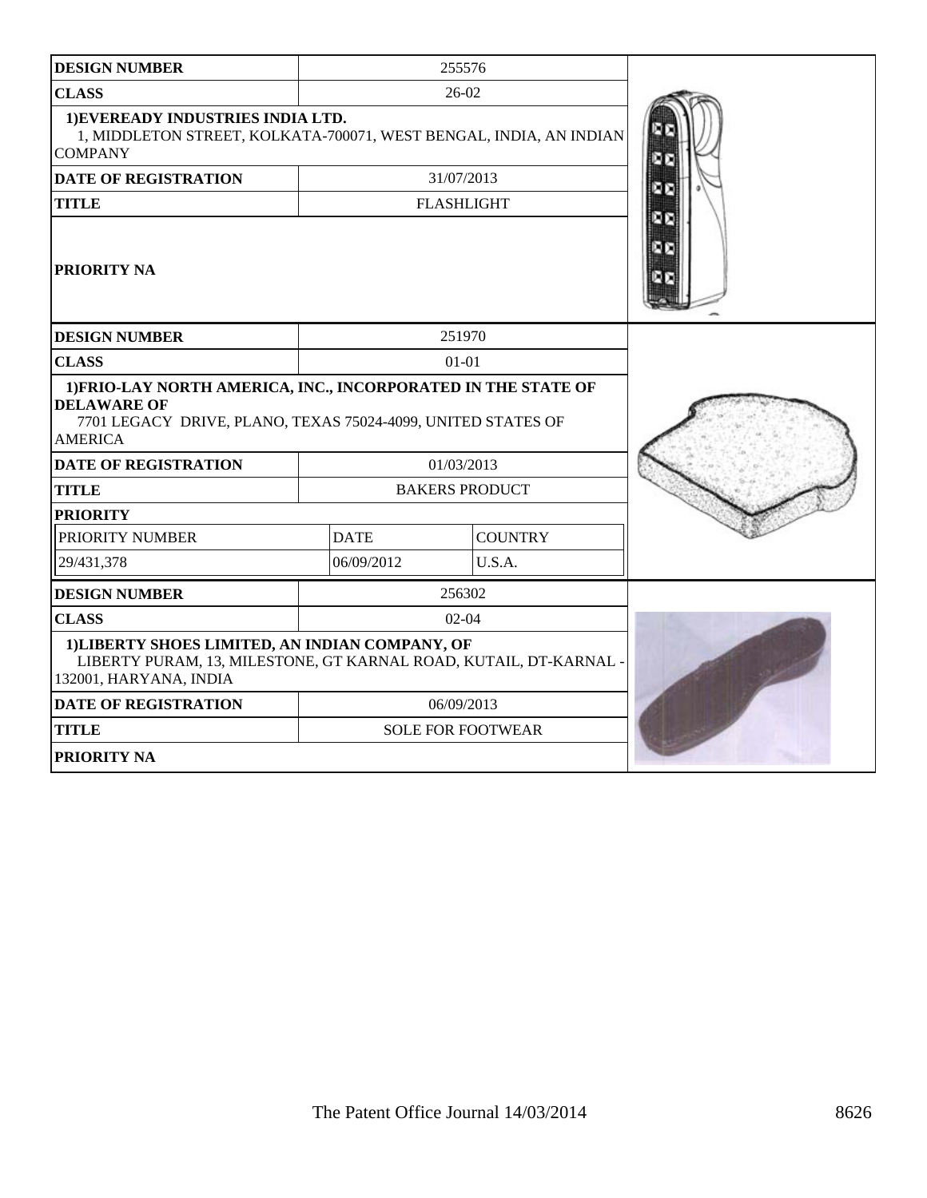| DESIGN NUMBER | 255576 | |
|---|---|---|
| CLASS | 26-02 | |
| 1)EVEREADY INDUSTRIES INDIA LTD. 1, MIDDLETON STREET, KOLKATA-700071, WEST BENGAL, INDIA, AN INDIAN COMPANY | | |
| DATE OF REGISTRATION | 31/07/2013 | |
| TITLE | FLASHLIGHT | |
| PRIORITY NA | | |

| DESIGN NUMBER | 251970 | |
|---|---|---|
| CLASS | 01-01 | |
| 1)FRIO-LAY NORTH AMERICA, INC., INCORPORATED IN THE STATE OF DELAWARE OF 7701 LEGACY DRIVE, PLANO, TEXAS 75024-4099, UNITED STATES OF AMERICA | | |
| DATE OF REGISTRATION | 01/03/2013 | |
| TITLE | BAKERS PRODUCT | |
| PRIORITY | | |
| PRIORITY NUMBER | DATE | COUNTRY |
| 29/431,378 | 06/09/2012 | U.S.A. |

| DESIGN NUMBER | 256302 | |
|---|---|---|
| CLASS | 02-04 | |
| 1)LIBERTY SHOES LIMITED, AN INDIAN COMPANY, OF LIBERTY PURAM, 13, MILESTONE, GT KARNAL ROAD, KUTAIL, DT-KARNAL - 132001, HARYANA, INDIA | | |
| DATE OF REGISTRATION | 06/09/2013 | |
| TITLE | SOLE FOR FOOTWEAR | |
| PRIORITY NA | | |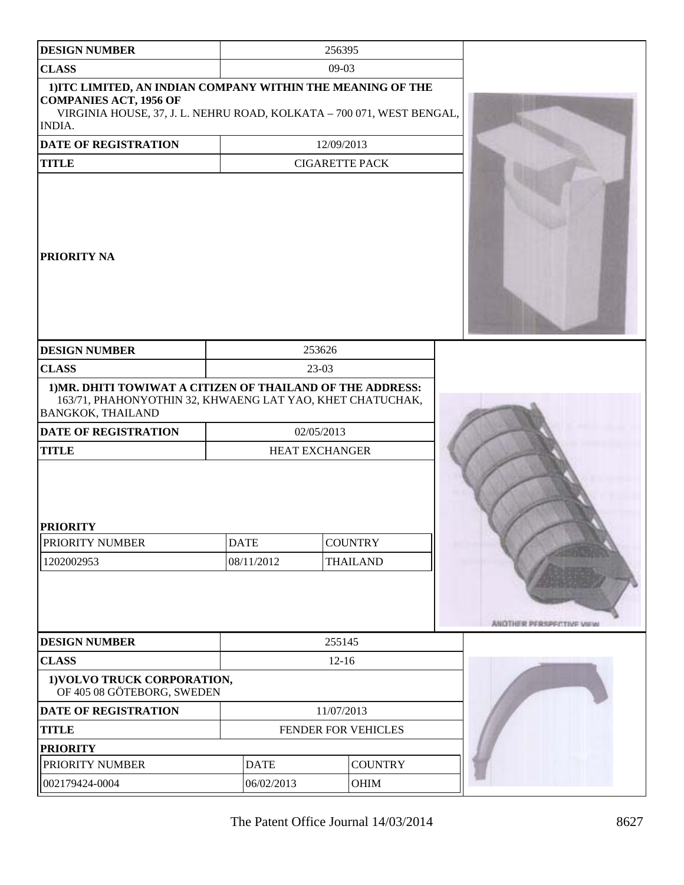| DESIGN NUMBER | 256395 |
|---|---|
| CLASS | 09-03 |
| 1)ITC LIMITED, AN INDIAN COMPANY WITHIN THE MEANING OF THE COMPANIES ACT, 1956 OF VIRGINIA HOUSE, 37, J. L. NEHRU ROAD, KOLKATA – 700 071, WEST BENGAL, INDIA. | |
| DATE OF REGISTRATION | 12/09/2013 |
| TITLE | CIGARETTE PACK |
| PRIORITY NA | |

| DESIGN NUMBER | 253626 | |
|---|---|---|
| CLASS | 23-03 | |
| 1)MR. DHITI TOWIWAT A CITIZEN OF THAILAND OF THE ADDRESS: 163/71, PHAHONYOTHIN 32, KHWAENG LAT YAO, KHET CHATUCHAK, BANGKOK, THAILAND | | |
| DATE OF REGISTRATION | 02/05/2013 | |
| TITLE | HEAT EXCHANGER | |
| PRIORITY | | |
| PRIORITY NUMBER | DATE | COUNTRY |
| 1202002953 | 08/11/2012 | THAILAND |

ANOTHER PERSPECTIVE VIEW

| DESIGN NUMBER | 255145 | |
|---|---|---|
| CLASS | 12-16 | |
| 1)VOLVO TRUCK CORPORATION, OF 405 08 GÖTEBORG, SWEDEN | | |
| DATE OF REGISTRATION | 11/07/2013 | |
| TITLE | FENDER FOR VEHICLES | |
| PRIORITY | | |
| PRIORITY NUMBER | DATE | COUNTRY |
| 002179424-0004 | 06/02/2013 | OHIM |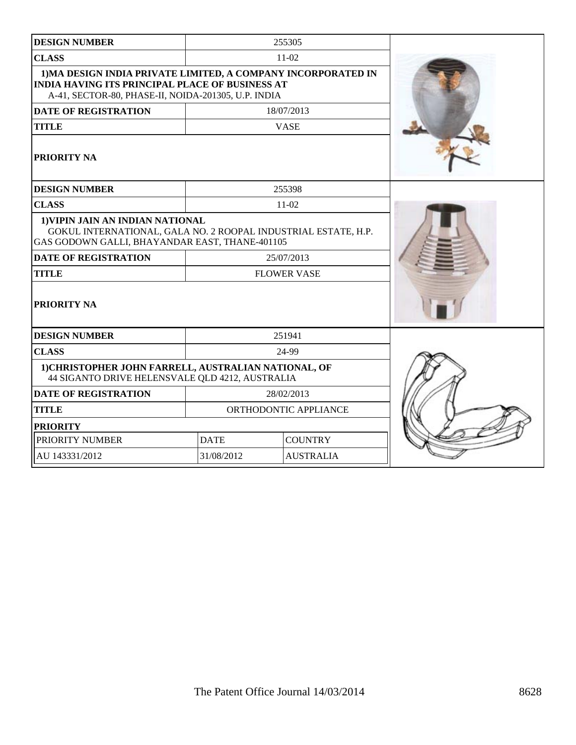| DESIGN NUMBER | 255305 | |
|---|---|---|
| CLASS | 11-02 | |
| 1)MA DESIGN INDIA PRIVATE LIMITED, A COMPANY INCORPORATED IN INDIA HAVING ITS PRINCIPAL PLACE OF BUSINESS AT A-41, SECTOR-80, PHASE-II, NOIDA-201305, U.P. INDIA | | |
| DATE OF REGISTRATION | 18/07/2013 | |
| TITLE | VASE | |
| PRIORITY NA | | |

| DESIGN NUMBER | 255398 | |
|---|---|---|
| CLASS | 11-02 | |
| 1)VIPIN JAIN AN INDIAN NATIONAL GOKUL INTERNATIONAL, GALA NO. 2 ROOPAL INDUSTRIAL ESTATE, H.P. GAS GODOWN GALLI, BHAYANDAR EAST, THANE-401105 | | |
| DATE OF REGISTRATION | 25/07/2013 | |
| TITLE | FLOWER VASE | |
| PRIORITY NA | | |

| DESIGN NUMBER | 251941 | |
|---|---|---|
| CLASS | 24-99 | |
| 1)CHRISTOPHER JOHN FARRELL, AUSTRALIAN NATIONAL, OF 44 SIGANTO DRIVE HELENSVALE QLD 4212, AUSTRALIA | | |
| DATE OF REGISTRATION | 28/02/2013 | |
| TITLE | ORTHODONTIC APPLIANCE | |
| PRIORITY | | |
| PRIORITY NUMBER | DATE | COUNTRY |
| AU 143331/2012 | 31/08/2012 | AUSTRALIA |

The Patent Office Journal 14/03/2014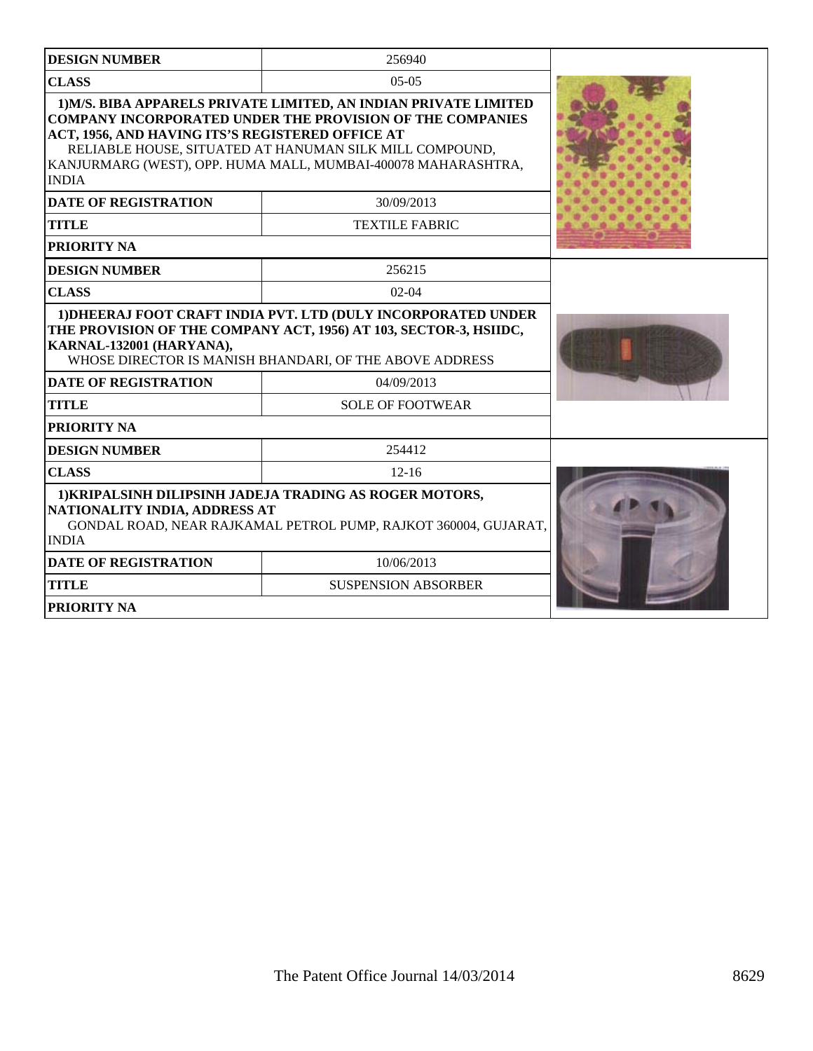| DESIGN NUMBER | 256940 |
| --- | --- |
| CLASS | 05-05 |
| 1)M/S. BIBA APPARELS PRIVATE LIMITED, AN INDIAN PRIVATE LIMITED COMPANY INCORPORATED UNDER THE PROVISION OF THE COMPANIES ACT, 1956, AND HAVING ITS'S REGISTERED OFFICE AT RELIABLE HOUSE, SITUATED AT HANUMAN SILK MILL COMPOUND, KANJURMARG (WEST), OPP. HUMA MALL, MUMBAI-400078 MAHARASHTRA, INDIA | |
| DATE OF REGISTRATION | 30/09/2013 |
| TITLE | TEXTILE FABRIC |
| PRIORITY NA | |

| DESIGN NUMBER | 256215 |
| --- | --- |
| CLASS | 02-04 |
| 1)DHEERAJ FOOT CRAFT INDIA PVT. LTD (DULY INCORPORATED UNDER THE PROVISION OF THE COMPANY ACT, 1956) AT 103, SECTOR-3, HSIIDC, KARNAL-132001 (HARYANA), WHOSE DIRECTOR IS MANISH BHANDARI, OF THE ABOVE ADDRESS | |
| DATE OF REGISTRATION | 04/09/2013 |
| TITLE | SOLE OF FOOTWEAR |
| PRIORITY NA | |

| DESIGN NUMBER | 254412 |
| --- | --- |
| CLASS | 12-16 |
| 1)KRIPALSINH DILIPSINH JADEJA TRADING AS ROGER MOTORS, NATIONALITY INDIA, ADDRESS AT GONDAL ROAD, NEAR RAJKAMAL PETROL PUMP, RAJKOT 360004, GUJARAT, INDIA | |
| DATE OF REGISTRATION | 10/06/2013 |
| TITLE | SUSPENSION ABSORBER |
| PRIORITY NA | |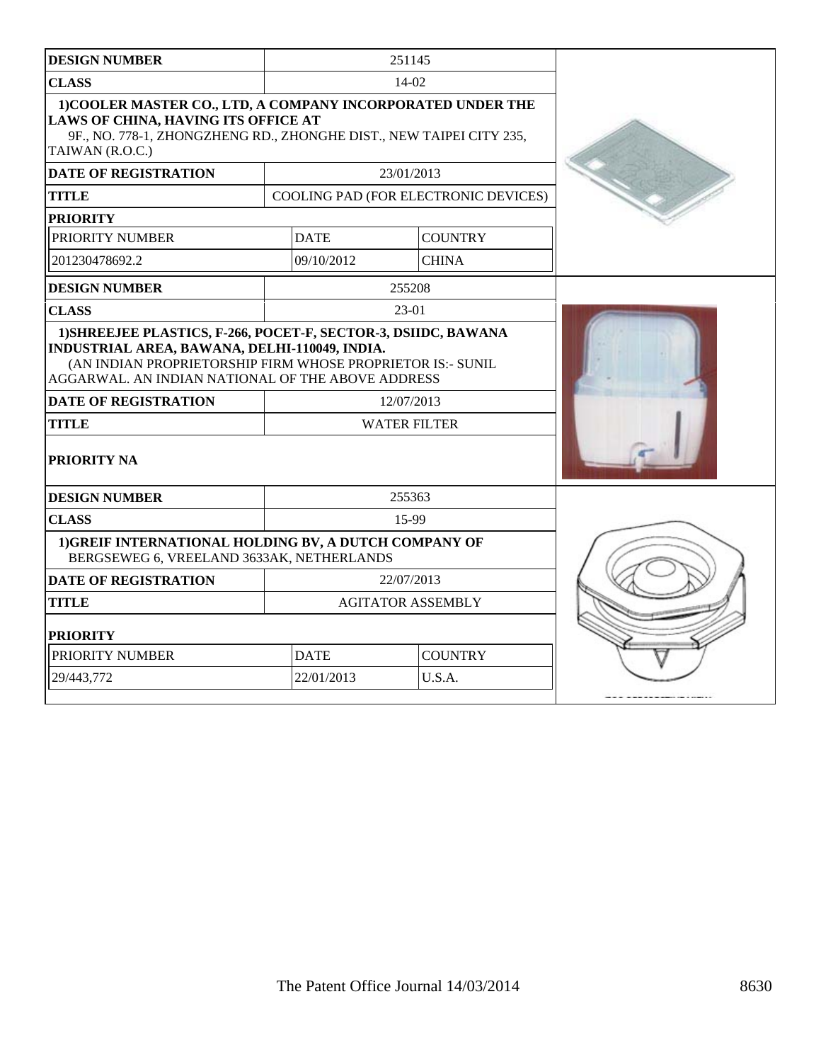| DESIGN NUMBER | 251145 | |
|---|---|---|
| CLASS | 14-02 | |
| **1)COOLER MASTER CO., LTD, A COMPANY INCORPORATED UNDER THE LAWS OF CHINA, HAVING ITS OFFICE AT** 9F., NO. 778-1, ZHONGZHENG RD., ZHONGHE DIST., NEW TAIPEI CITY 235, TAIWAN (R.O.C.) | | |
| DATE OF REGISTRATION | 23/01/2013 | |
| TITLE | COOLING PAD (FOR ELECTRONIC DEVICES) | |
| PRIORITY | | |
| PRIORITY NUMBER | DATE | COUNTRY |
| 201230478692.2 | 09/10/2012 | CHINA |

| DESIGN NUMBER | 255208 |
|---|---|
| CLASS | 23-01 |
| **1)SHREEJEE PLASTICS, F-266, POCET-F, SECTOR-3, DSIIDC, BAWANA INDUSTRIAL AREA, BAWANA, DELHI-110049, INDIA.** (AN INDIAN PROPRIETORSHIP FIRM WHOSE PROPRIETOR IS:- SUNIL AGGARWAL. AN INDIAN NATIONAL OF THE ABOVE ADDRESS | |
| DATE OF REGISTRATION | 12/07/2013 |
| TITLE | WATER FILTER |
| PRIORITY NA | |

| DESIGN NUMBER | 255363 | |
|---|---|---|
| CLASS | 15-99 | |
| **1)GREIF INTERNATIONAL HOLDING BV, A DUTCH COMPANY OF** BERGSEWEG 6, VREELAND 3633AK, NETHERLANDS | | |
| DATE OF REGISTRATION | 22/07/2013 | |
| TITLE | AGITATOR ASSEMBLY | |
| PRIORITY | | |
| PRIORITY NUMBER | DATE | COUNTRY |
| 29/443,772 | 22/01/2013 | U.S.A. |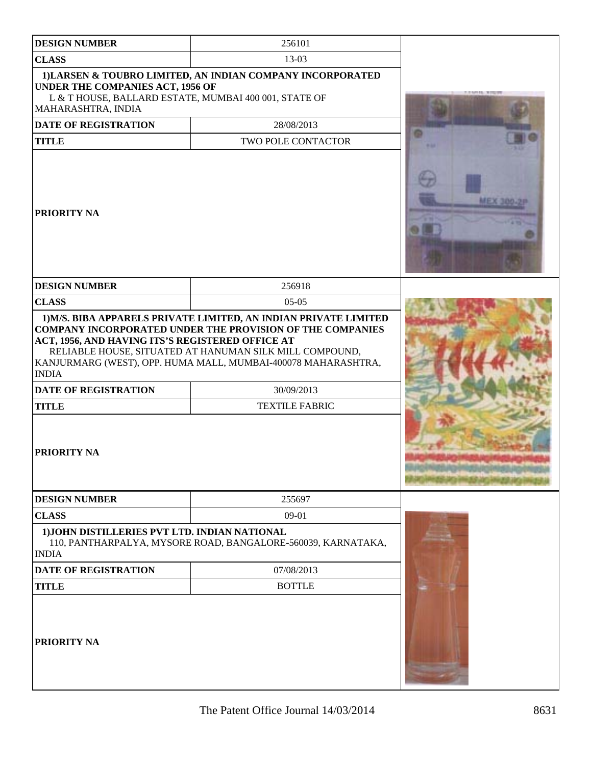| DESIGN NUMBER | 256101 |
| --- | --- |
| CLASS | 13-03 |
| 1)LARSEN & TOUBRO LIMITED, AN INDIAN COMPANY INCORPORATED UNDER THE COMPANIES ACT, 1956 OF<br>L & T HOUSE, BALLARD ESTATE, MUMBAI 400 001, STATE OF MAHARASHTRA, INDIA | |
| DATE OF REGISTRATION | 28/08/2013 |
| TITLE | TWO POLE CONTACTOR |
| PRIORITY NA | |

| DESIGN NUMBER | 256918 |
| --- | --- |
| CLASS | 05-05 |
| 1)M/S. BIBA APPARELS PRIVATE LIMITED, AN INDIAN PRIVATE LIMITED COMPANY INCORPORATED UNDER THE PROVISION OF THE COMPANIES ACT, 1956, AND HAVING ITS'S REGISTERED OFFICE AT<br>RELIABLE HOUSE, SITUATED AT HANUMAN SILK MILL COMPOUND, KANJURMARG (WEST), OPP. HUMA MALL, MUMBAI-400078 MAHARASHTRA, INDIA | |
| DATE OF REGISTRATION | 30/09/2013 |
| TITLE | TEXTILE FABRIC |
| PRIORITY NA | |

| DESIGN NUMBER | 255697 |
| --- | --- |
| CLASS | 09-01 |
| 1)JOHN DISTILLERIES PVT LTD. INDIAN NATIONAL<br>110, PANTHARPALYA, MYSORE ROAD, BANGALORE-560039, KARNATAKA, INDIA | |
| DATE OF REGISTRATION | 07/08/2013 |
| TITLE | BOTTLE |
| PRIORITY NA | |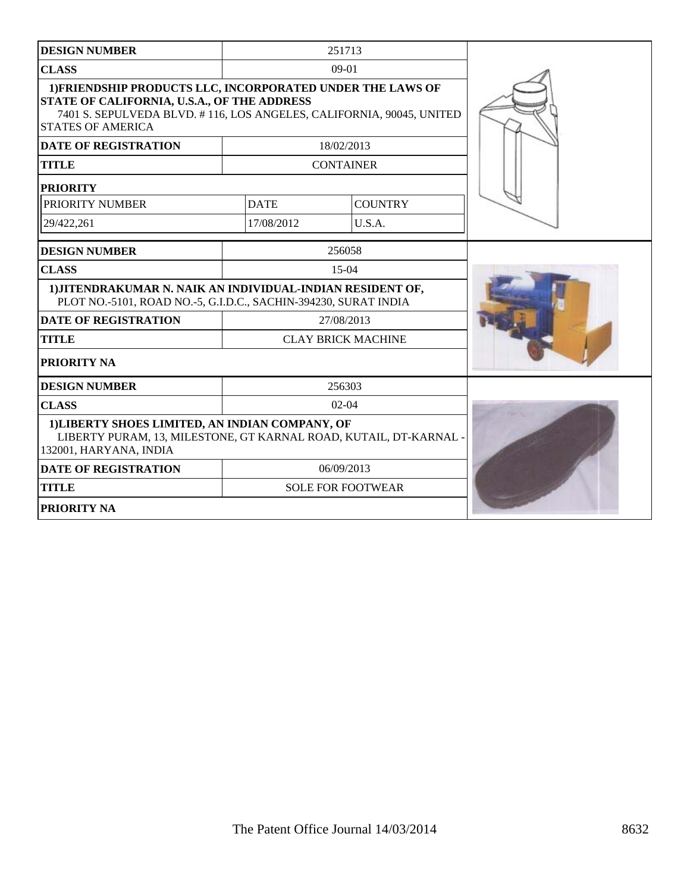| DESIGN NUMBER | 251713 | |
|---|---|---|
| CLASS | 09-01 | |
| 1)FRIENDSHIP PRODUCTS LLC, INCORPORATED UNDER THE LAWS OF STATE OF CALIFORNIA, U.S.A., OF THE ADDRESS 7401 S. SEPULVEDA BLVD. # 116, LOS ANGELES, CALIFORNIA, 90045, UNITED STATES OF AMERICA | | |
| DATE OF REGISTRATION | 18/02/2013 | |
| TITLE | CONTAINER | |
| PRIORITY | | |
| PRIORITY NUMBER | DATE | COUNTRY |
| 29/422,261 | 17/08/2012 | U.S.A. |

| DESIGN NUMBER | 256058 |
|---|---|
| CLASS | 15-04 |
| 1)JITENDRAKUMAR N. NAIK AN INDIVIDUAL-INDIAN RESIDENT OF, PLOT NO.-5101, ROAD NO.-5, G.I.D.C., SACHIN-394230, SURAT INDIA | |
| DATE OF REGISTRATION | 27/08/2013 |
| TITLE | CLAY BRICK MACHINE |
| PRIORITY NA | |

| DESIGN NUMBER | 256303 |
|---|---|
| CLASS | 02-04 |
| 1)LIBERTY SHOES LIMITED, AN INDIAN COMPANY, OF LIBERTY PURAM, 13, MILESTONE, GT KARNAL ROAD, KUTAIL, DT-KARNAL - 132001, HARYANA, INDIA | |
| DATE OF REGISTRATION | 06/09/2013 |
| TITLE | SOLE FOR FOOTWEAR |
| PRIORITY NA | |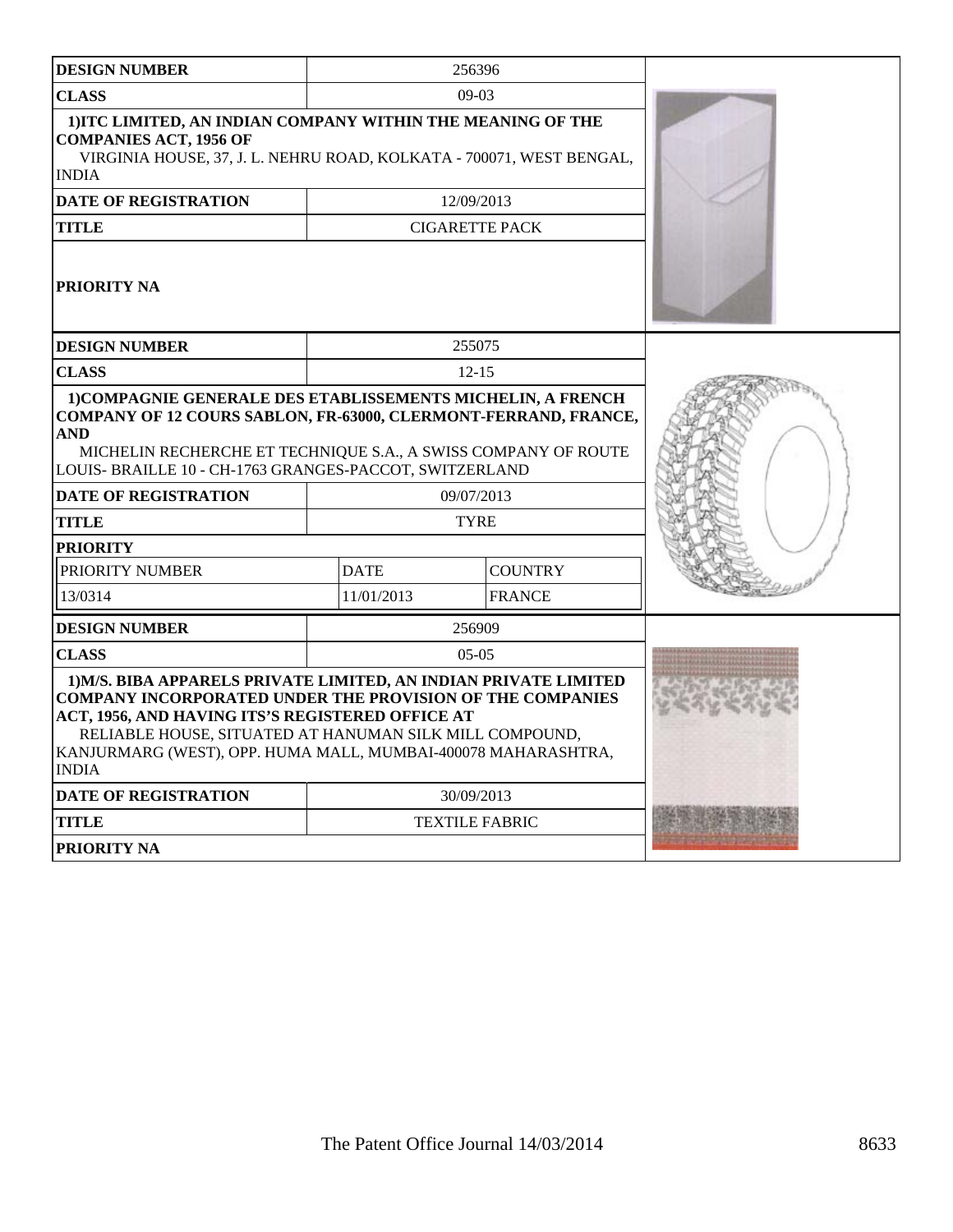| DESIGN NUMBER | 256396 | |
|---|---|---|
| CLASS | 09-03 | |
| 1)ITC LIMITED, AN INDIAN COMPANY WITHIN THE MEANING OF THE COMPANIES ACT, 1956 OF<br>VIRGINIA HOUSE, 37, J. L. NEHRU ROAD, KOLKATA - 700071, WEST BENGAL, INDIA | | |
| DATE OF REGISTRATION | 12/09/2013 | |
| TITLE | CIGARETTE PACK | |
| PRIORITY NA | | |

| DESIGN NUMBER | 255075 | |
|---|---|---|
| CLASS | 12-15 | |
| 1)COMPAGNIE GENERALE DES ETABLISSEMENTS MICHELIN, A FRENCH COMPANY OF 12 COURS SABLON, FR-63000, CLERMONT-FERRAND, FRANCE, AND<br>MICHELIN RECHERCHE ET TECHNIQUE S.A., A SWISS COMPANY OF ROUTE LOUIS- BRAILLE 10 - CH-1763 GRANGES-PACCOT, SWITZERLAND | | |
| DATE OF REGISTRATION | 09/07/2013 | |
| TITLE | TYRE | |
| PRIORITY | | |
| PRIORITY NUMBER | DATE | COUNTRY |
| 13/0314 | 11/01/2013 | FRANCE |

| DESIGN NUMBER | 256909 | |
|---|---|---|
| CLASS | 05-05 | |
| 1)M/S. BIBA APPARELS PRIVATE LIMITED, AN INDIAN PRIVATE LIMITED COMPANY INCORPORATED UNDER THE PROVISION OF THE COMPANIES ACT, 1956, AND HAVING ITS'S REGISTERED OFFICE AT<br>RELIABLE HOUSE, SITUATED AT HANUMAN SILK MILL COMPOUND, KANJURMARG (WEST), OPP. HUMA MALL, MUMBAI-400078 MAHARASHTRA, INDIA | | |
| DATE OF REGISTRATION | 30/09/2013 | |
| TITLE | TEXTILE FABRIC | |
| PRIORITY NA | | |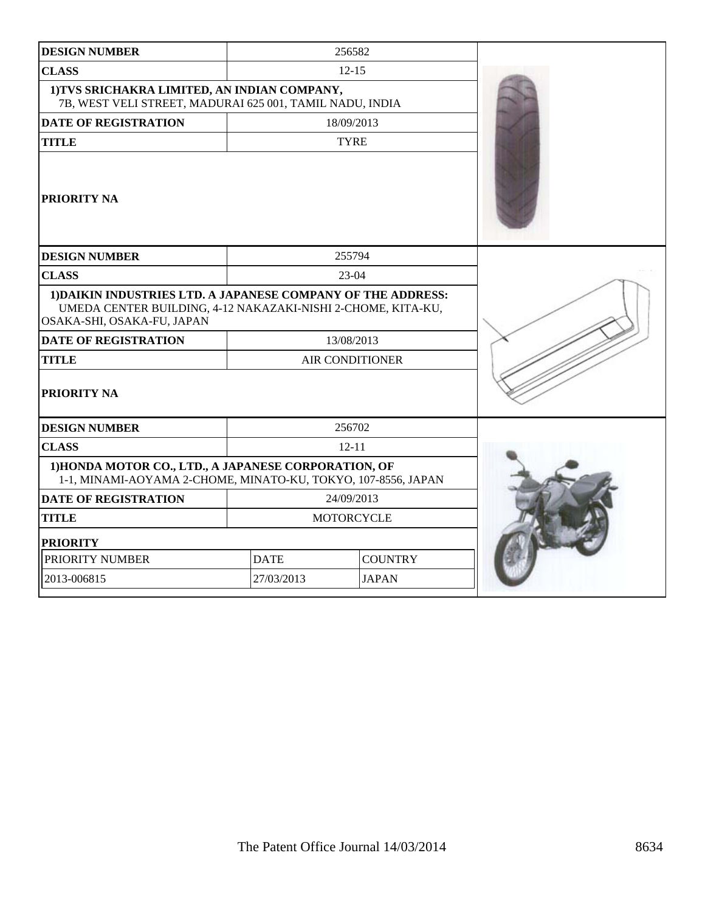| DESIGN NUMBER | 256582 |
|---|---|
| CLASS | 12-15 |
| 1)TVS SRICHAKRA LIMITED, AN INDIAN COMPANY, 7B, WEST VELI STREET, MADURAI 625 001, TAMIL NADU, INDIA | |
| DATE OF REGISTRATION | 18/09/2013 |
| TITLE | TYRE |
| PRIORITY NA | |

| DESIGN NUMBER | 255794 |
|---|---|
| CLASS | 23-04 |
| 1)DAIKIN INDUSTRIES LTD. A JAPANESE COMPANY OF THE ADDRESS: UMEDA CENTER BUILDING, 4-12 NAKAZAKI-NISHI 2-CHOME, KITA-KU, OSAKA-SHI, OSAKA-FU, JAPAN | |
| DATE OF REGISTRATION | 13/08/2013 |
| TITLE | AIR CONDITIONER |
| PRIORITY NA | |

| DESIGN NUMBER | 256702 |
|---|---|
| CLASS | 12-11 |
| 1)HONDA MOTOR CO., LTD., A JAPANESE CORPORATION, OF 1-1, MINAMI-AOYAMA 2-CHOME, MINATO-KU, TOKYO, 107-8556, JAPAN | |
| DATE OF REGISTRATION | 24/09/2013 |
| TITLE | MOTORCYCLE |

**PRIORITY**

| PRIORITY NUMBER | DATE | COUNTRY |
|---|---|---|
| 2013-006815 | 27/03/2013 | JAPAN |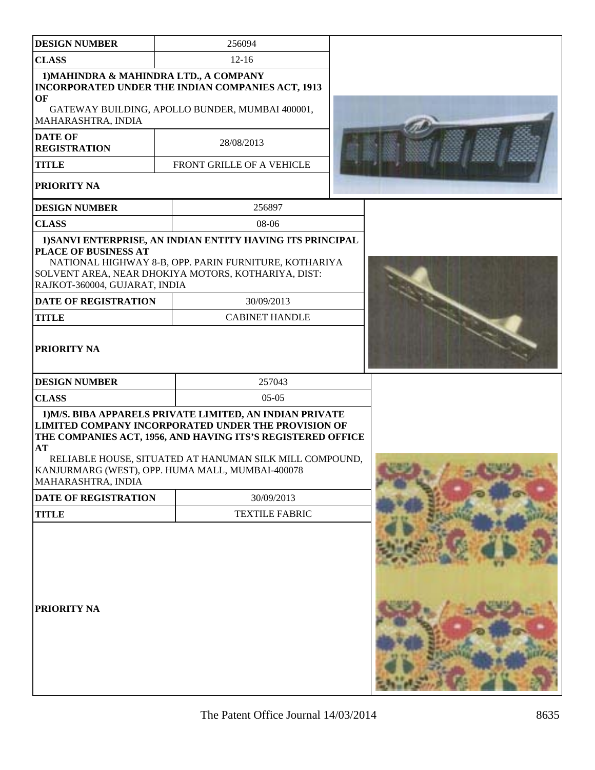| DESIGN NUMBER | 256094 |
|---|---|
| CLASS | 12-16 |
| 1)MAHINDRA & MAHINDRA LTD., A COMPANY INCORPORATED UNDER THE INDIAN COMPANIES ACT, 1913 OF GATEWAY BUILDING, APOLLO BUNDER, MUMBAI 400001, MAHARASHTRA, INDIA | |
| DATE OF REGISTRATION | 28/08/2013 |
| TITLE | FRONT GRILLE OF A VEHICLE |
| PRIORITY NA | |

| DESIGN NUMBER | 256897 |
|---|---|
| CLASS | 08-06 |
| 1)SANVI ENTERPRISE, AN INDIAN ENTITY HAVING ITS PRINCIPAL PLACE OF BUSINESS AT NATIONAL HIGHWAY 8-B, OPP. PARIN FURNITURE, KOTHARIYA SOLVENT AREA, NEAR DHOKIYA MOTORS, KOTHARIYA, DIST: RAJKOT-360004, GUJARAT, INDIA | |
| DATE OF REGISTRATION | 30/09/2013 |
| TITLE | CABINET HANDLE |
| PRIORITY NA | |

| DESIGN NUMBER | 257043 |
|---|---|
| CLASS | 05-05 |
| 1)M/S. BIBA APPARELS PRIVATE LIMITED, AN INDIAN PRIVATE LIMITED COMPANY INCORPORATED UNDER THE PROVISION OF THE COMPANIES ACT, 1956, AND HAVING ITS'S REGISTERED OFFICE AT RELIABLE HOUSE, SITUATED AT HANUMAN SILK MILL COMPOUND, KANJURMARG (WEST), OPP. HUMA MALL, MUMBAI-400078 MAHARASHTRA, INDIA | |
| DATE OF REGISTRATION | 30/09/2013 |
| TITLE | TEXTILE FABRIC |
| PRIORITY NA | |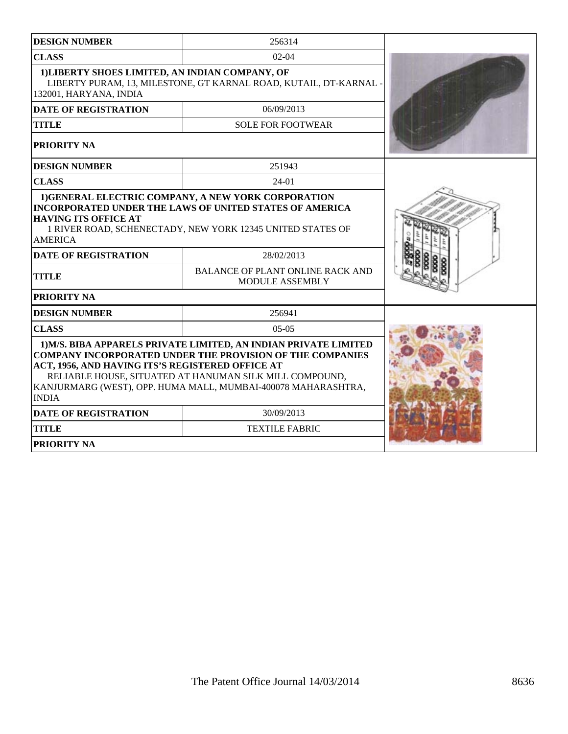| DESIGN NUMBER | 256314 |
| --- | --- |
| CLASS | 02-04 |
| 1)LIBERTY SHOES LIMITED, AN INDIAN COMPANY, OF LIBERTY PURAM, 13, MILESTONE, GT KARNAL ROAD, KUTAIL, DT-KARNAL - 132001, HARYANA, INDIA | |
| DATE OF REGISTRATION | 06/09/2013 |
| TITLE | SOLE FOR FOOTWEAR |
| PRIORITY NA | |

| DESIGN NUMBER | 251943 |
| --- | --- |
| CLASS | 24-01 |
| 1)GENERAL ELECTRIC COMPANY, A NEW YORK CORPORATION INCORPORATED UNDER THE LAWS OF UNITED STATES OF AMERICA HAVING ITS OFFICE AT 1 RIVER ROAD, SCHENECTADY, NEW YORK 12345 UNITED STATES OF AMERICA | |
| DATE OF REGISTRATION | 28/02/2013 |
| TITLE | BALANCE OF PLANT ONLINE RACK AND MODULE ASSEMBLY |
| PRIORITY NA | |

| DESIGN NUMBER | 256941 |
| --- | --- |
| CLASS | 05-05 |
| 1)M/S. BIBA APPARELS PRIVATE LIMITED, AN INDIAN PRIVATE LIMITED COMPANY INCORPORATED UNDER THE PROVISION OF THE COMPANIES ACT, 1956, AND HAVING ITS'S REGISTERED OFFICE AT RELIABLE HOUSE, SITUATED AT HANUMAN SILK MILL COMPOUND, KANJURMARG (WEST), OPP. HUMA MALL, MUMBAI-400078 MAHARASHTRA, INDIA | |
| DATE OF REGISTRATION | 30/09/2013 |
| TITLE | TEXTILE FABRIC |
| PRIORITY NA | |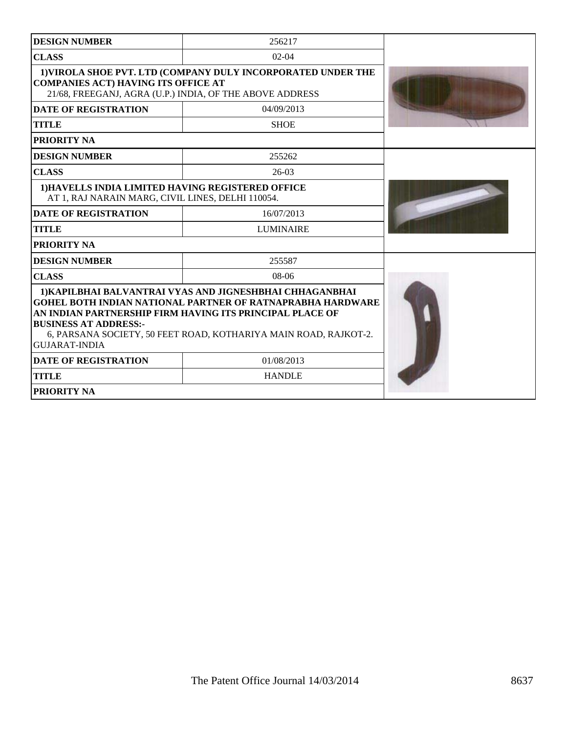| DESIGN NUMBER | 256217 |
|---|---|
| CLASS | 02-04 |
| 1)VIROLA SHOE PVT. LTD (COMPANY DULY INCORPORATED UNDER THE COMPANIES ACT) HAVING ITS OFFICE AT 21/68, FREEGANJ, AGRA (U.P.) INDIA, OF THE ABOVE ADDRESS | |
| DATE OF REGISTRATION | 04/09/2013 |
| TITLE | SHOE |
| PRIORITY NA | |

| DESIGN NUMBER | 255262 |
|---|---|
| CLASS | 26-03 |
| 1)HAVELLS INDIA LIMITED HAVING REGISTERED OFFICE AT 1, RAJ NARAIN MARG, CIVIL LINES, DELHI 110054. | |
| DATE OF REGISTRATION | 16/07/2013 |
| TITLE | LUMINAIRE |
| PRIORITY NA | |

| DESIGN NUMBER | 255587 |
|---|---|
| CLASS | 08-06 |
| 1)KAPILBHAI BALVANTRAI VYAS AND JIGNESHBHAI CHHAGANBHAI GOHEL BOTH INDIAN NATIONAL PARTNER OF RATNAPRABHA HARDWARE AN INDIAN PARTNERSHIP FIRM HAVING ITS PRINCIPAL PLACE OF BUSINESS AT ADDRESS:- 6, PARSANA SOCIETY, 50 FEET ROAD, KOTHARIYA MAIN ROAD, RAJKOT-2. GUJARAT-INDIA | |
| DATE OF REGISTRATION | 01/08/2013 |
| TITLE | HANDLE |
| PRIORITY NA | |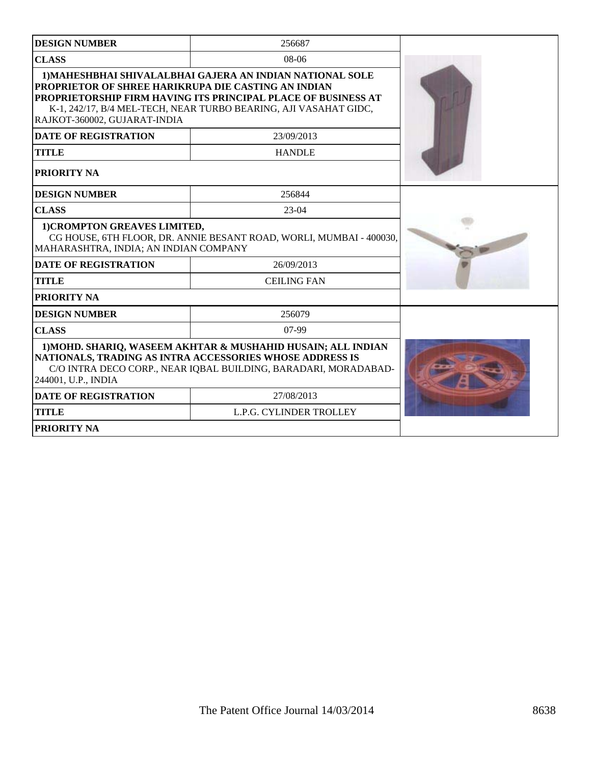| DESIGN NUMBER | 256687 |
|---|---|
| CLASS | 08-06 |
| **1)MAHESHBHAI SHIVALALBHAI GAJERA AN INDIAN NATIONAL SOLE PROPRIETOR OF SHREE HARIKRUPA DIE CASTING AN INDIAN PROPRIETORSHIP FIRM HAVING ITS PRINCIPAL PLACE OF BUSINESS AT** K-1, 242/17, B/4 MEL-TECH, NEAR TURBO BEARING, AJI VASAHAT GIDC, RAJKOT-360002, GUJARAT-INDIA | |
| DATE OF REGISTRATION | 23/09/2013 |
| TITLE | HANDLE |
| PRIORITY NA | |

| DESIGN NUMBER | 256844 |
|---|---|
| CLASS | 23-04 |
| **1)CROMPTON GREAVES LIMITED,** CG HOUSE, 6TH FLOOR, DR. ANNIE BESANT ROAD, WORLI, MUMBAI - 400030, MAHARASHTRA, INDIA; AN INDIAN COMPANY | |
| DATE OF REGISTRATION | 26/09/2013 |
| TITLE | CEILING FAN |
| PRIORITY NA | |

| DESIGN NUMBER | 256079 |
|---|---|
| CLASS | 07-99 |
| **1)MOHD. SHARIQ, WASEEM AKHTAR & MUSHAHID HUSAIN; ALL INDIAN NATIONALS, TRADING AS INTRA ACCESSORIES WHOSE ADDRESS IS** C/O INTRA DECO CORP., NEAR IQBAL BUILDING, BARADARI, MORADABAD-244001, U.P., INDIA | |
| DATE OF REGISTRATION | 27/08/2013 |
| TITLE | L.P.G. CYLINDER TROLLEY |
| PRIORITY NA | |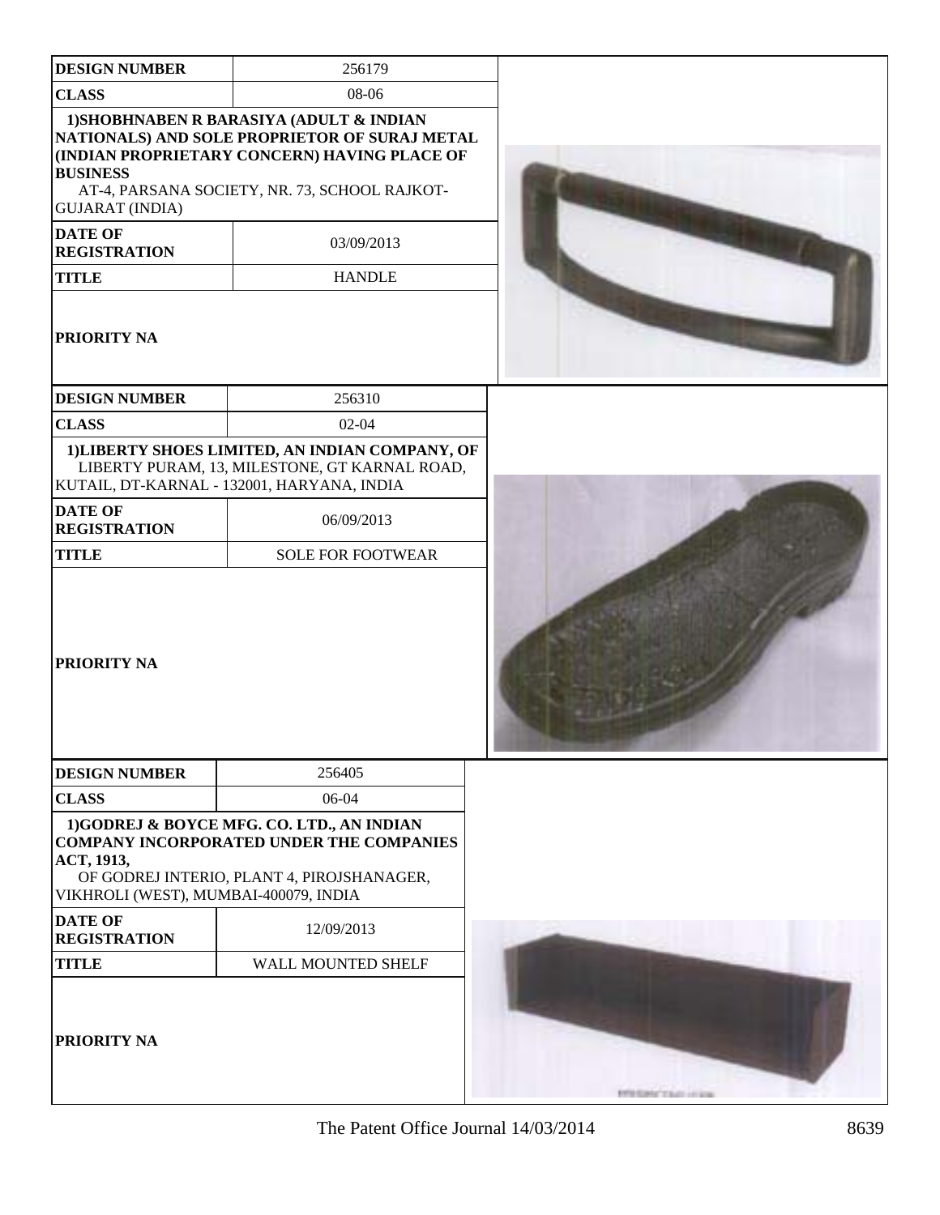| DESIGN NUMBER | 256179 |
|---|---|
| CLASS | 08-06 |
| 1)SHOBHNABEN R BARASIYA (ADULT & INDIAN NATIONALS) AND SOLE PROPRIETOR OF SURAJ METAL (INDIAN PROPRIETARY CONCERN) HAVING PLACE OF BUSINESS AT-4, PARSANA SOCIETY, NR. 73, SCHOOL RAJKOT-GUJARAT (INDIA) | |
| DATE OF REGISTRATION | 03/09/2013 |
| TITLE | HANDLE |
| PRIORITY NA | |

| DESIGN NUMBER | 256310 |
|---|---|
| CLASS | 02-04 |
| 1)LIBERTY SHOES LIMITED, AN INDIAN COMPANY, OF LIBERTY PURAM, 13, MILESTONE, GT KARNAL ROAD, KUTAIL, DT-KARNAL - 132001, HARYANA, INDIA | |
| DATE OF REGISTRATION | 06/09/2013 |
| TITLE | SOLE FOR FOOTWEAR |
| PRIORITY NA | |

| DESIGN NUMBER | 256405 |
|---|---|
| CLASS | 06-04 |
| 1)GODREJ & BOYCE MFG. CO. LTD., AN INDIAN COMPANY INCORPORATED UNDER THE COMPANIES ACT, 1913, OF GODREJ INTERIO, PLANT 4, PIROJSHANAGER, VIKHROLI (WEST), MUMBAI-400079, INDIA | |
| DATE OF REGISTRATION | 12/09/2013 |
| TITLE | WALL MOUNTED SHELF |
| PRIORITY NA | |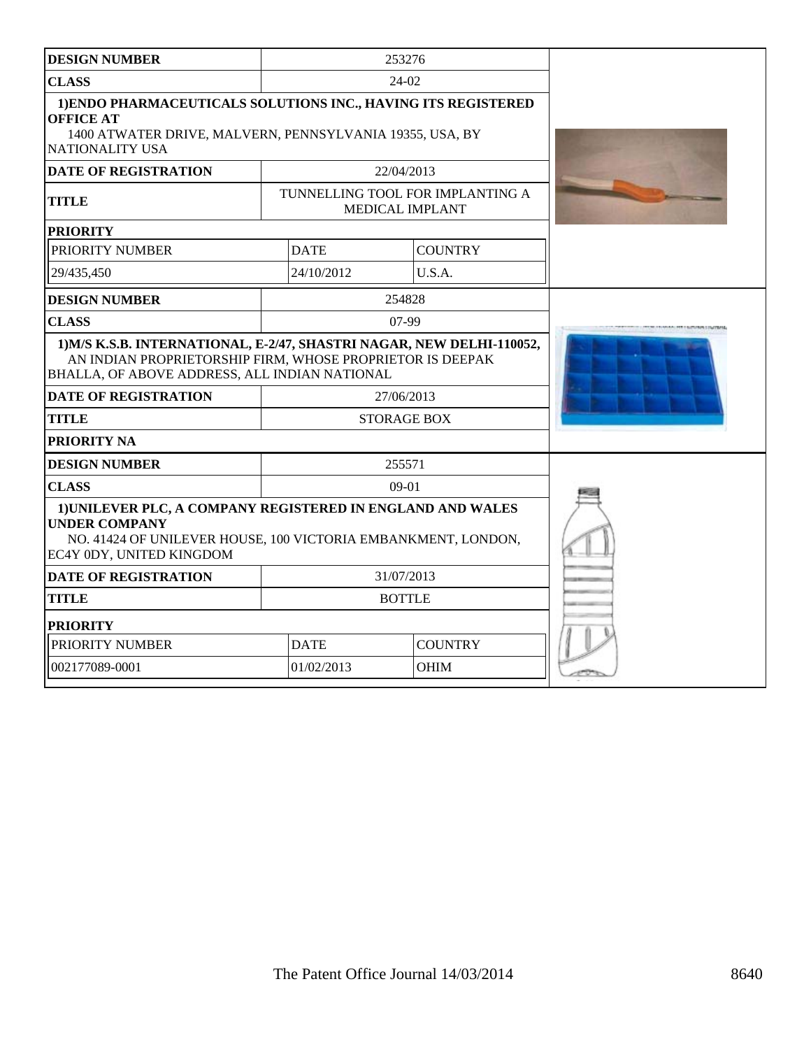| DESIGN NUMBER | 253276 | |
|---|---|---|
| CLASS | 24-02 | |
| 1)ENDO PHARMACEUTICALS SOLUTIONS INC., HAVING ITS REGISTERED OFFICE AT 1400 ATWATER DRIVE, MALVERN, PENNSYLVANIA 19355, USA, BY NATIONALITY USA | | |
| DATE OF REGISTRATION | 22/04/2013 | |
| TITLE | TUNNELLING TOOL FOR IMPLANTING A MEDICAL IMPLANT | |
| PRIORITY | | |
| PRIORITY NUMBER | DATE | COUNTRY |
| 29/435,450 | 24/10/2012 | U.S.A. |

| DESIGN NUMBER | 254828 |
|---|---|
| CLASS | 07-99 |
| 1)M/S K.S.B. INTERNATIONAL, E-2/47, SHASTRI NAGAR, NEW DELHI-110052, AN INDIAN PROPRIETORSHIP FIRM, WHOSE PROPRIETOR IS DEEPAK BHALLA, OF ABOVE ADDRESS, ALL INDIAN NATIONAL | |
| DATE OF REGISTRATION | 27/06/2013 |
| TITLE | STORAGE BOX |
| PRIORITY NA | |

| DESIGN NUMBER | 255571 | |
|---|---|---|
| CLASS | 09-01 | |
| 1)UNILEVER PLC, A COMPANY REGISTERED IN ENGLAND AND WALES UNDER COMPANY NO. 41424 OF UNILEVER HOUSE, 100 VICTORIA EMBANKMENT, LONDON, EC4Y 0DY, UNITED KINGDOM | | |
| DATE OF REGISTRATION | 31/07/2013 | |
| TITLE | BOTTLE | |
| PRIORITY | | |
| PRIORITY NUMBER | DATE | COUNTRY |
| 002177089-0001 | 01/02/2013 | OHIM |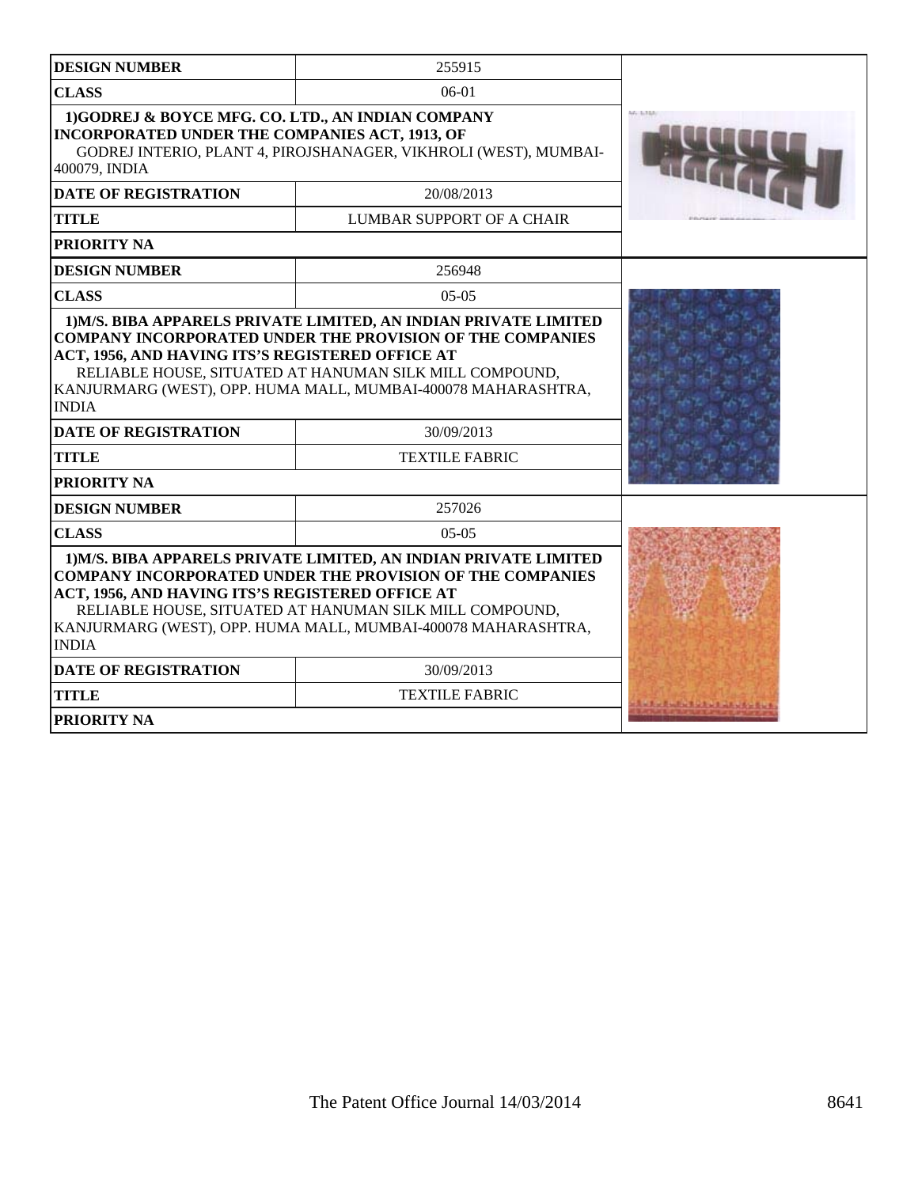| DESIGN NUMBER | 255915 |
|---|---|
| CLASS | 06-01 |
| 1)GODREJ & BOYCE MFG. CO. LTD., AN INDIAN COMPANY INCORPORATED UNDER THE COMPANIES ACT, 1913, OF GODREJ INTERIO, PLANT 4, PIROJSHANAGER, VIKHROLI (WEST), MUMBAI-400079, INDIA | |
| DATE OF REGISTRATION | 20/08/2013 |
| TITLE | LUMBAR SUPPORT OF A CHAIR |
| PRIORITY NA | |

| DESIGN NUMBER | 256948 |
|---|---|
| CLASS | 05-05 |
| 1)M/S. BIBA APPARELS PRIVATE LIMITED, AN INDIAN PRIVATE LIMITED COMPANY INCORPORATED UNDER THE PROVISION OF THE COMPANIES ACT, 1956, AND HAVING ITS'S REGISTERED OFFICE AT RELIABLE HOUSE, SITUATED AT HANUMAN SILK MILL COMPOUND, KANJURMARG (WEST), OPP. HUMA MALL, MUMBAI-400078 MAHARASHTRA, INDIA | |
| DATE OF REGISTRATION | 30/09/2013 |
| TITLE | TEXTILE FABRIC |
| PRIORITY NA | |

| DESIGN NUMBER | 257026 |
|---|---|
| CLASS | 05-05 |
| 1)M/S. BIBA APPARELS PRIVATE LIMITED, AN INDIAN PRIVATE LIMITED COMPANY INCORPORATED UNDER THE PROVISION OF THE COMPANIES ACT, 1956, AND HAVING ITS'S REGISTERED OFFICE AT RELIABLE HOUSE, SITUATED AT HANUMAN SILK MILL COMPOUND, KANJURMARG (WEST), OPP. HUMA MALL, MUMBAI-400078 MAHARASHTRA, INDIA | |
| DATE OF REGISTRATION | 30/09/2013 |
| TITLE | TEXTILE FABRIC |
| PRIORITY NA | |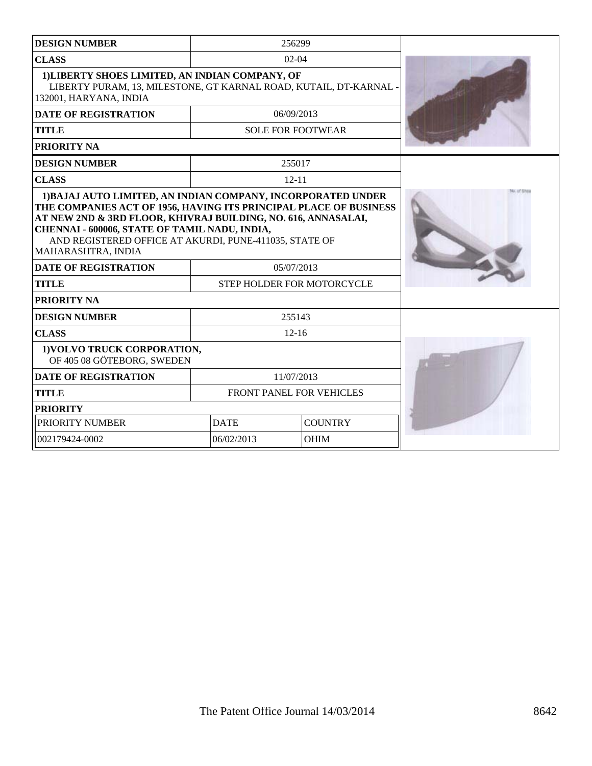| DESIGN NUMBER | 256299 |
|---|---|
| CLASS | 02-04 |
| 1)LIBERTY SHOES LIMITED, AN INDIAN COMPANY, OF LIBERTY PURAM, 13, MILESTONE, GT KARNAL ROAD, KUTAIL, DT-KARNAL - 132001, HARYANA, INDIA | |
| DATE OF REGISTRATION | 06/09/2013 |
| TITLE | SOLE FOR FOOTWEAR |
| PRIORITY NA | |

| DESIGN NUMBER | 255017 |
|---|---|
| CLASS | 12-11 |
| 1)BAJAJ AUTO LIMITED, AN INDIAN COMPANY, INCORPORATED UNDER THE COMPANIES ACT OF 1956, HAVING ITS PRINCIPAL PLACE OF BUSINESS AT NEW 2ND & 3RD FLOOR, KHIVRAJ BUILDING, NO. 616, ANNASALAI, CHENNAI - 600006, STATE OF TAMIL NADU, INDIA, AND REGISTERED OFFICE AT AKURDI, PUNE-411035, STATE OF MAHARASHTRA, INDIA | |
| DATE OF REGISTRATION | 05/07/2013 |
| TITLE | STEP HOLDER FOR MOTORCYCLE |
| PRIORITY NA | |

| DESIGN NUMBER | 255143 | |
|---|---|---|
| CLASS | 12-16 | |
| 1)VOLVO TRUCK CORPORATION, OF 405 08 GÖTEBORG, SWEDEN | | |
| DATE OF REGISTRATION | 11/07/2013 | |
| TITLE | FRONT PANEL FOR VEHICLES | |
| PRIORITY | | |
| PRIORITY NUMBER | DATE | COUNTRY |
| 002179424-0002 | 06/02/2013 | OHIM |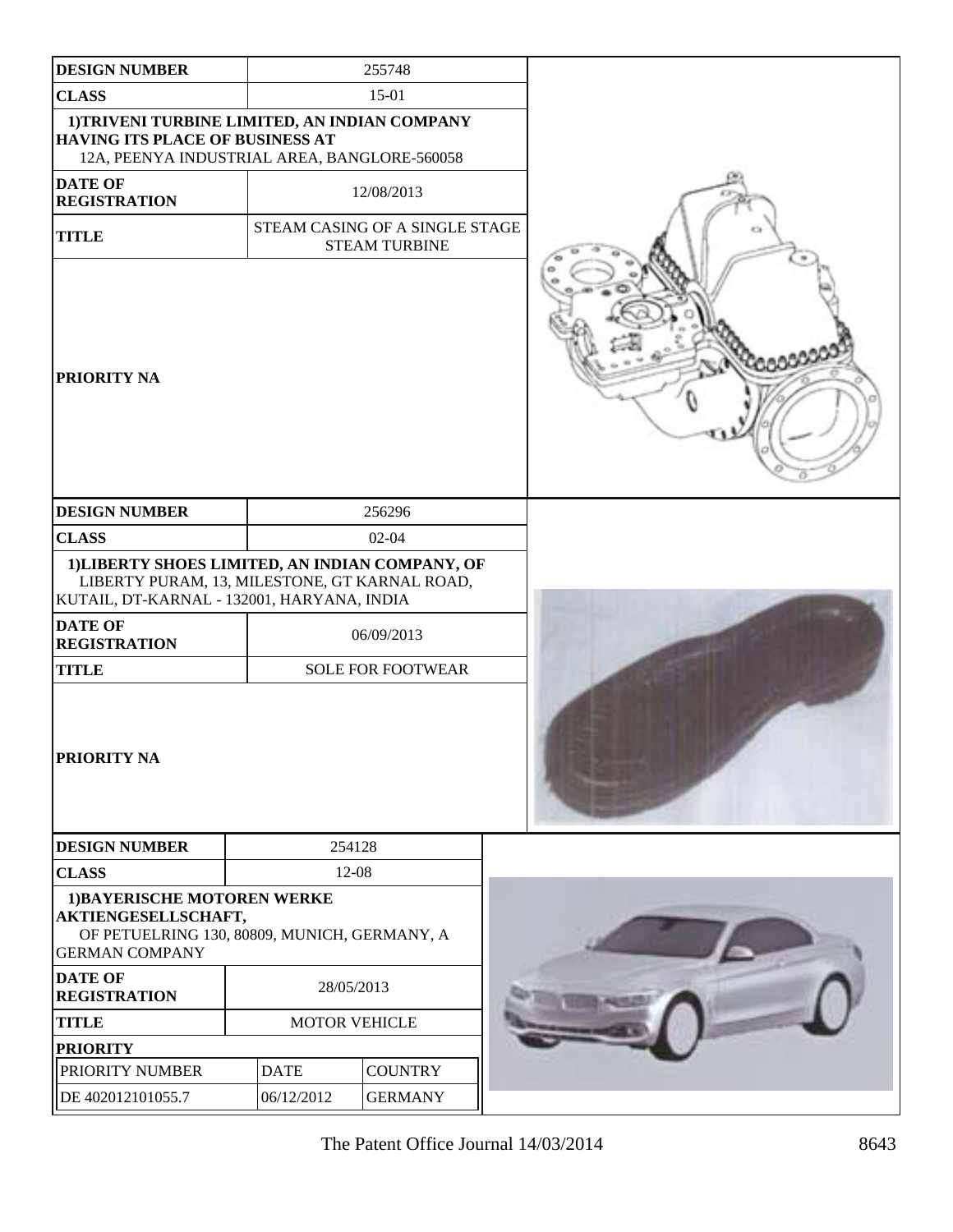| DESIGN NUMBER | 255748 |
| --- | --- |
| CLASS | 15-01 |
| 1)TRIVENI TURBINE LIMITED, AN INDIAN COMPANY HAVING ITS PLACE OF BUSINESS AT 12A, PEENYA INDUSTRIAL AREA, BANGLORE-560058 | |
| DATE OF REGISTRATION | 12/08/2013 |
| TITLE | STEAM CASING OF A SINGLE STAGE STEAM TURBINE |
| PRIORITY NA | |

| DESIGN NUMBER | 256296 |
| --- | --- |
| CLASS | 02-04 |
| 1)LIBERTY SHOES LIMITED, AN INDIAN COMPANY, OF LIBERTY PURAM, 13, MILESTONE, GT KARNAL ROAD, KUTAIL, DT-KARNAL - 132001, HARYANA, INDIA | |
| DATE OF REGISTRATION | 06/09/2013 |
| TITLE | SOLE FOR FOOTWEAR |
| PRIORITY NA | |

| DESIGN NUMBER | 254128 | |
| --- | --- | --- |
| CLASS | 12-08 | |
| 1)BAYERISCHE MOTOREN WERKE AKTIENGESELLSCHAFT, OF PETUELRING 130, 80809, MUNICH, GERMANY, A GERMAN COMPANY | | |
| DATE OF REGISTRATION | 28/05/2013 | |
| TITLE | MOTOR VEHICLE | |
| PRIORITY | | |
| PRIORITY NUMBER | DATE | COUNTRY |
| DE 402012101055.7 | 06/12/2012 | GERMANY |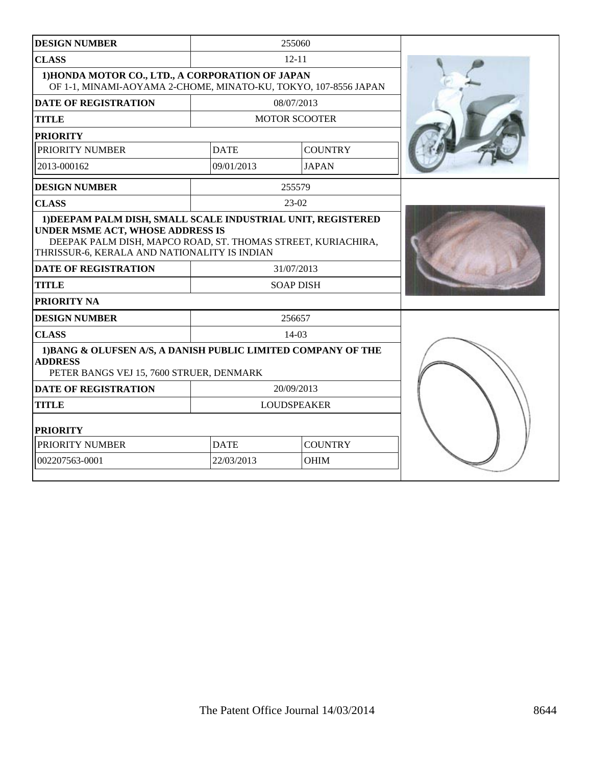| DESIGN NUMBER | 255060 | |
|---|---|---|
| CLASS | 12-11 | |
| 1)HONDA MOTOR CO., LTD., A CORPORATION OF JAPAN<br>OF 1-1, MINAMI-AOYAMA 2-CHOME, MINATO-KU, TOKYO, 107-8556 JAPAN | | |
| DATE OF REGISTRATION | 08/07/2013 | |
| TITLE | MOTOR SCOOTER | |
| PRIORITY | | |
| PRIORITY NUMBER | DATE | COUNTRY |
| 2013-000162 | 09/01/2013 | JAPAN |

| DESIGN NUMBER | 255579 |
|---|---|
| CLASS | 23-02 |
| 1)DEEPAM PALM DISH, SMALL SCALE INDUSTRIAL UNIT, REGISTERED UNDER MSME ACT, WHOSE ADDRESS IS<br>DEEPAK PALM DISH, MAPCO ROAD, ST. THOMAS STREET, KURIACHIRA, THRISSUR-6, KERALA AND NATIONALITY IS INDIAN | |
| DATE OF REGISTRATION | 31/07/2013 |
| TITLE | SOAP DISH |
| PRIORITY NA | |

| DESIGN NUMBER | 256657 | |
|---|---|---|
| CLASS | 14-03 | |
| 1)BANG & OLUFSEN A/S, A DANISH PUBLIC LIMITED COMPANY OF THE ADDRESS<br>PETER BANGS VEJ 15, 7600 STRUER, DENMARK | | |
| DATE OF REGISTRATION | 20/09/2013 | |
| TITLE | LOUDSPEAKER | |
| PRIORITY | | |
| PRIORITY NUMBER | DATE | COUNTRY |
| 002207563-0001 | 22/03/2013 | OHIM |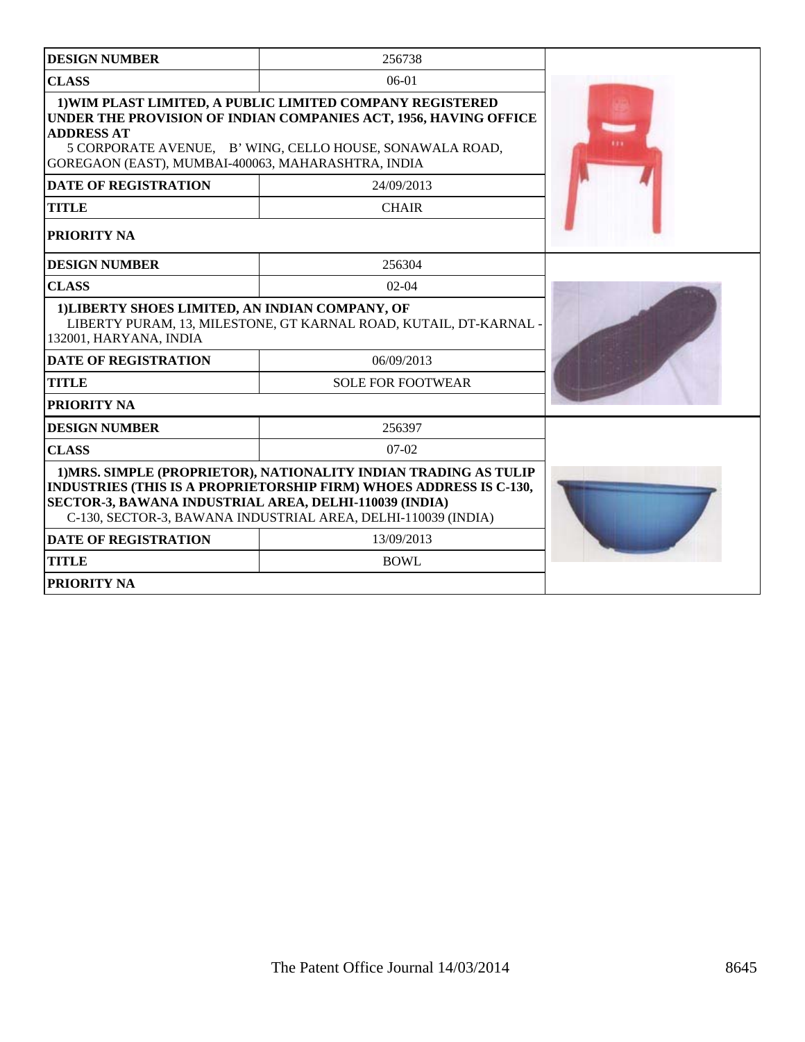| DESIGN NUMBER | 256738 |
|---|---|
| CLASS | 06-01 |
| 1)WIM PLAST LIMITED, A PUBLIC LIMITED COMPANY REGISTERED UNDER THE PROVISION OF INDIAN COMPANIES ACT, 1956, HAVING OFFICE ADDRESS AT<br>5 CORPORATE AVENUE, B' WING, CELLO HOUSE, SONAWALA ROAD, GOREGAON (EAST), MUMBAI-400063, MAHARASHTRA, INDIA | |
| DATE OF REGISTRATION | 24/09/2013 |
| TITLE | CHAIR |
| PRIORITY NA | |

| DESIGN NUMBER | 256304 |
|---|---|
| CLASS | 02-04 |
| 1)LIBERTY SHOES LIMITED, AN INDIAN COMPANY, OF<br>LIBERTY PURAM, 13, MILESTONE, GT KARNAL ROAD, KUTAIL, DT-KARNAL - 132001, HARYANA, INDIA | |
| DATE OF REGISTRATION | 06/09/2013 |
| TITLE | SOLE FOR FOOTWEAR |
| PRIORITY NA | |

| DESIGN NUMBER | 256397 |
|---|---|
| CLASS | 07-02 |
| 1)MRS. SIMPLE (PROPRIETOR), NATIONALITY INDIAN TRADING AS TULIP INDUSTRIES (THIS IS A PROPRIETORSHIP FIRM) WHOES ADDRESS IS C-130, SECTOR-3, BAWANA INDUSTRIAL AREA, DELHI-110039 (INDIA)<br>C-130, SECTOR-3, BAWANA INDUSTRIAL AREA, DELHI-110039 (INDIA) | |
| DATE OF REGISTRATION | 13/09/2013 |
| TITLE | BOWL |
| PRIORITY NA | |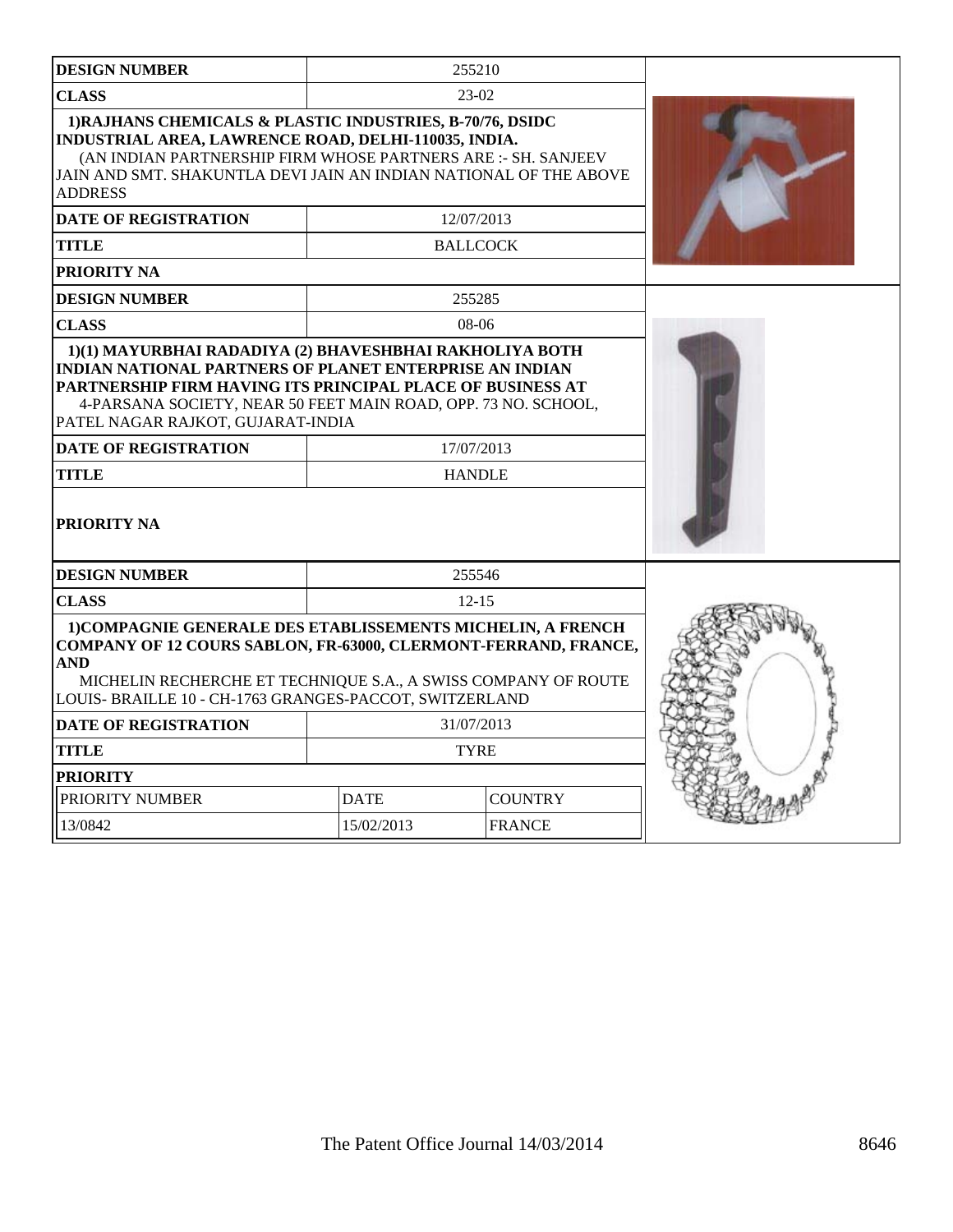| DESIGN NUMBER | 255210 | |
|---|---|---|
| CLASS | 23-02 | |
| **1)RAJHANS CHEMICALS & PLASTIC INDUSTRIES, B-70/76, DSIDC INDUSTRIAL AREA, LAWRENCE ROAD, DELHI-110035, INDIA.** (AN INDIAN PARTNERSHIP FIRM WHOSE PARTNERS ARE :- SH. SANJEEV JAIN AND SMT. SHAKUNTLA DEVI JAIN AN INDIAN NATIONAL OF THE ABOVE ADDRESS | | |
| DATE OF REGISTRATION | 12/07/2013 | |
| TITLE | BALLCOCK | |
| PRIORITY NA | | |

| DESIGN NUMBER | 255285 | |
|---|---|---|
| CLASS | 08-06 | |
| **1)(1) MAYURBHAI RADADIYA (2) BHAVESHBHAI RAKHOLIYA BOTH INDIAN NATIONAL PARTNERS OF PLANET ENTERPRISE AN INDIAN PARTNERSHIP FIRM HAVING ITS PRINCIPAL PLACE OF BUSINESS AT** 4-PARSANA SOCIETY, NEAR 50 FEET MAIN ROAD, OPP. 73 NO. SCHOOL, PATEL NAGAR RAJKOT, GUJARAT-INDIA | | |
| DATE OF REGISTRATION | 17/07/2013 | |
| TITLE | HANDLE | |
| PRIORITY NA | | |

| DESIGN NUMBER | 255546 | |
|---|---|---|
| CLASS | 12-15 | |
| **1)COMPAGNIE GENERALE DES ETABLISSEMENTS MICHELIN, A FRENCH COMPANY OF 12 COURS SABLON, FR-63000, CLERMONT-FERRAND, FRANCE, AND** MICHELIN RECHERCHE ET TECHNIQUE S.A., A SWISS COMPANY OF ROUTE LOUIS- BRAILLE 10 - CH-1763 GRANGES-PACCOT, SWITZERLAND | | |
| DATE OF REGISTRATION | 31/07/2013 | |
| TITLE | TYRE | |
| PRIORITY | | |
| PRIORITY NUMBER | DATE | COUNTRY |
| 13/0842 | 15/02/2013 | FRANCE |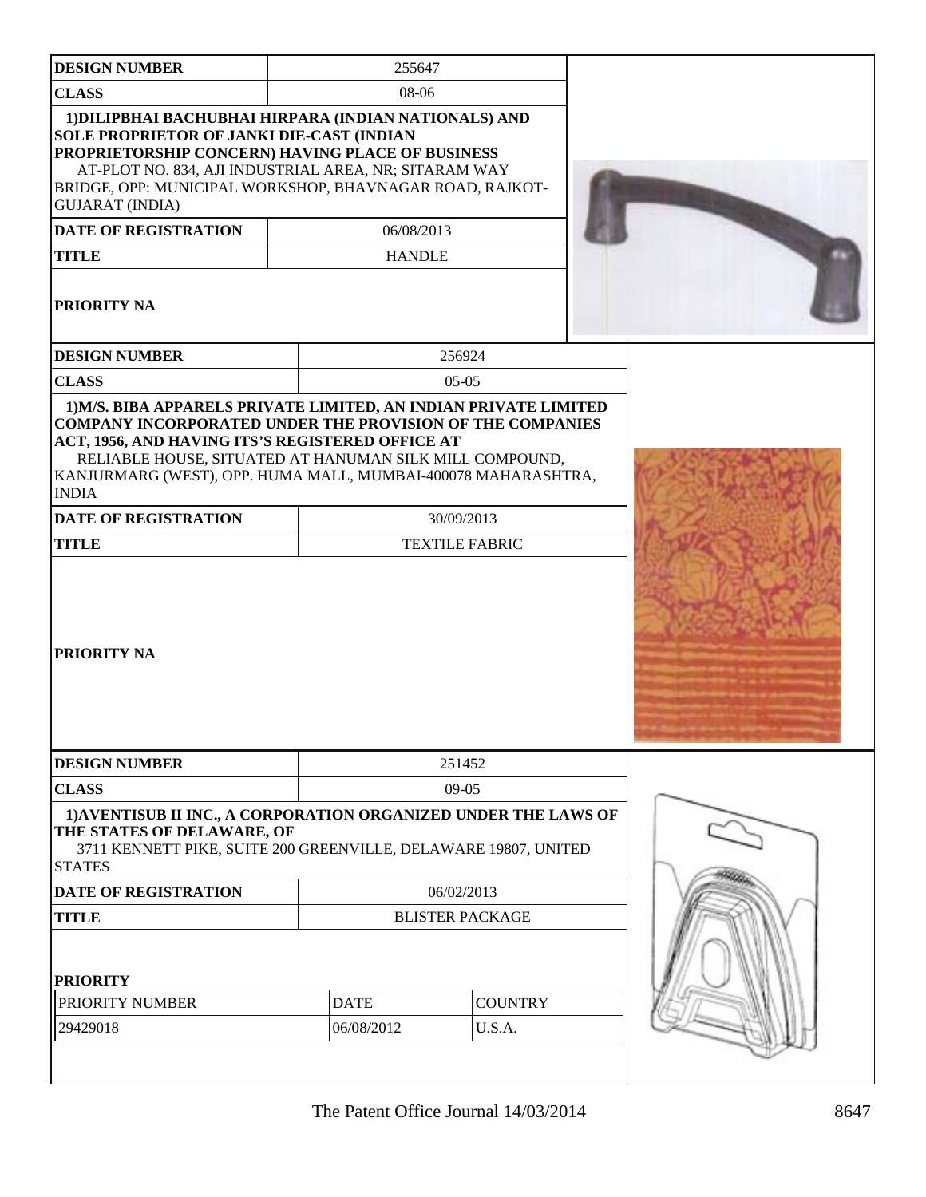| DESIGN NUMBER | 255647 |
|---|---|
| CLASS | 08-06 |
| **1)DILIPBHAI BACHUBHAI HIRPARA (INDIAN NATIONALS) AND SOLE PROPRIETOR OF JANKI DIE-CAST (INDIAN PROPRIETORSHIP CONCERN) HAVING PLACE OF BUSINESS** AT-PLOT NO. 834, AJI INDUSTRIAL AREA, NR; SITARAM WAY BRIDGE, OPP: MUNICIPAL WORKSHOP, BHAVNAGAR ROAD, RAJKOT-GUJARAT (INDIA) | |
| DATE OF REGISTRATION | 06/08/2013 |
| TITLE | HANDLE |
| PRIORITY NA | |

| DESIGN NUMBER | 256924 |
|---|---|
| CLASS | 05-05 |
| **1)M/S. BIBA APPARELS PRIVATE LIMITED, AN INDIAN PRIVATE LIMITED COMPANY INCORPORATED UNDER THE PROVISION OF THE COMPANIES ACT, 1956, AND HAVING ITS'S REGISTERED OFFICE AT** RELIABLE HOUSE, SITUATED AT HANUMAN SILK MILL COMPOUND, KANJURMARG (WEST), OPP. HUMA MALL, MUMBAI-400078 MAHARASHTRA, INDIA | |
| DATE OF REGISTRATION | 30/09/2013 |
| TITLE | TEXTILE FABRIC |
| PRIORITY NA | |

| DESIGN NUMBER | 251452 |
|---|---|
| CLASS | 09-05 |
| **1)AVENTISUB II INC., A CORPORATION ORGANIZED UNDER THE LAWS OF THE STATES OF DELAWARE, OF** 3711 KENNETT PIKE, SUITE 200 GREENVILLE, DELAWARE 19807, UNITED STATES | |
| DATE OF REGISTRATION | 06/02/2013 |
| TITLE | BLISTER PACKAGE |

**PRIORITY**

| PRIORITY NUMBER | DATE | COUNTRY |
|---|---|---|
| 29429018 | 06/08/2012 | U.S.A. |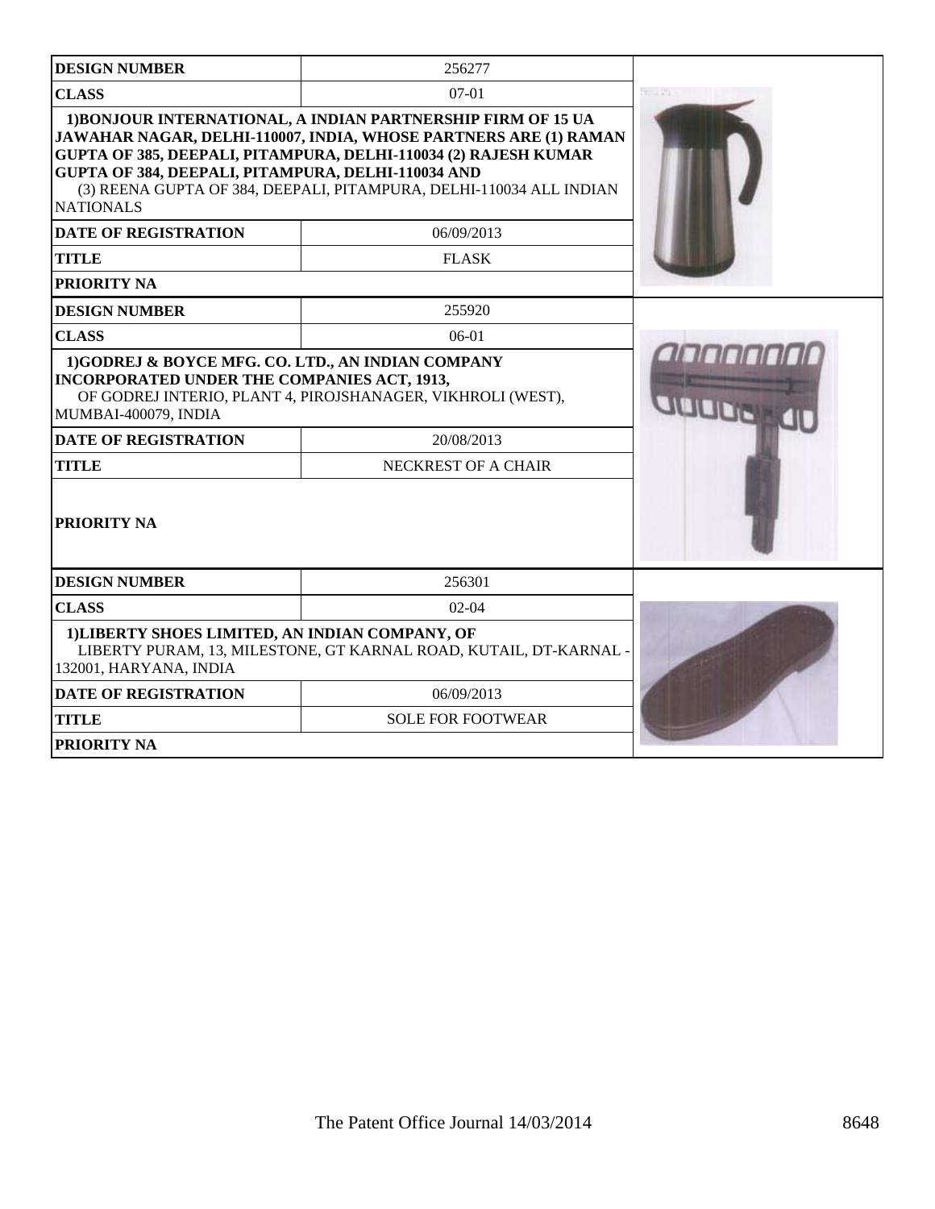| DESIGN NUMBER | 256277 |
|---|---|
| CLASS | 07-01 |
| **1)BONJOUR INTERNATIONAL, A INDIAN PARTNERSHIP FIRM OF 15 UA JAWAHAR NAGAR, DELHI-110007, INDIA, WHOSE PARTNERS ARE (1) RAMAN GUPTA OF 385, DEEPALI, PITAMPURA, DELHI-110034 (2) RAJESH KUMAR GUPTA OF 384, DEEPALI, PITAMPURA, DELHI-110034 AND** (3) REENA GUPTA OF 384, DEEPALI, PITAMPURA, DELHI-110034 ALL INDIAN NATIONALS | |
| DATE OF REGISTRATION | 06/09/2013 |
| TITLE | FLASK |
| PRIORITY NA | |

| DESIGN NUMBER | 255920 |
|---|---|
| CLASS | 06-01 |
| **1)GODREJ & BOYCE MFG. CO. LTD., AN INDIAN COMPANY INCORPORATED UNDER THE COMPANIES ACT, 1913,** OF GODREJ INTERIO, PLANT 4, PIROJSHANAGER, VIKHROLI (WEST), MUMBAI-400079, INDIA | |
| DATE OF REGISTRATION | 20/08/2013 |
| TITLE | NECKREST OF A CHAIR |
| PRIORITY NA | |

| DESIGN NUMBER | 256301 |
|---|---|
| CLASS | 02-04 |
| **1)LIBERTY SHOES LIMITED, AN INDIAN COMPANY, OF** LIBERTY PURAM, 13, MILESTONE, GT KARNAL ROAD, KUTAIL, DT-KARNAL - 132001, HARYANA, INDIA | |
| DATE OF REGISTRATION | 06/09/2013 |
| TITLE | SOLE FOR FOOTWEAR |
| PRIORITY NA | |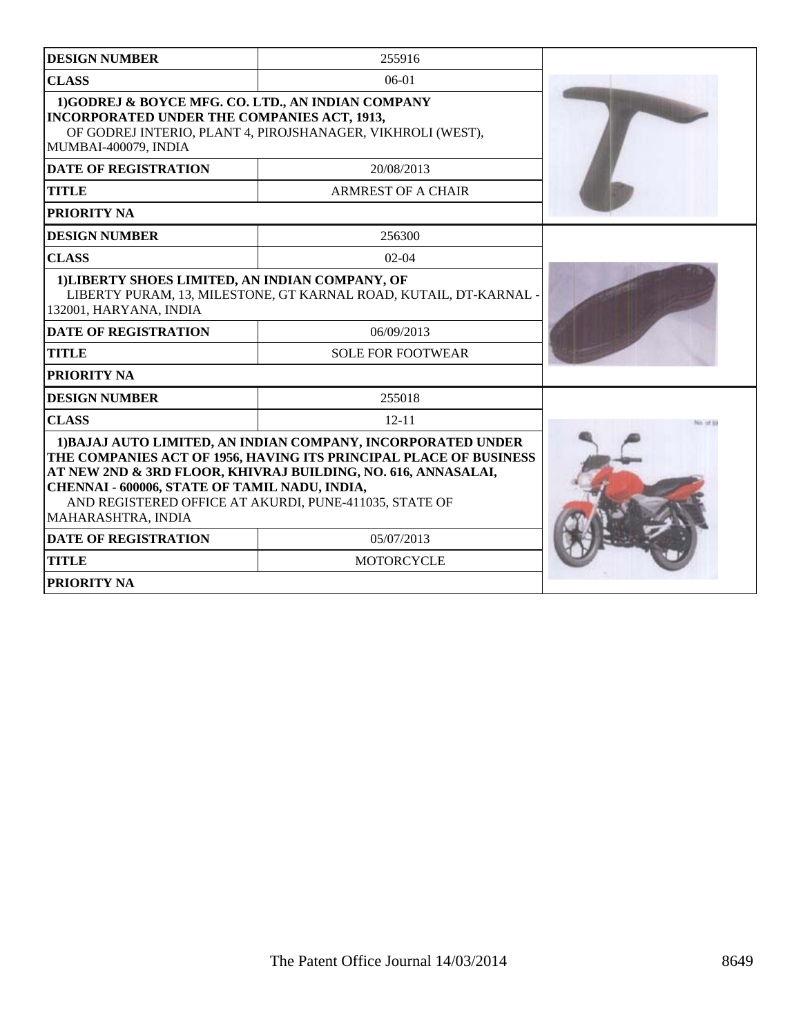| DESIGN NUMBER | 255916 |
|---|---|
| CLASS | 06-01 |
| 1)GODREJ & BOYCE MFG. CO. LTD., AN INDIAN COMPANY INCORPORATED UNDER THE COMPANIES ACT, 1913, OF GODREJ INTERIO, PLANT 4, PIROJSHANAGER, VIKHROLI (WEST), MUMBAI-400079, INDIA | |
| DATE OF REGISTRATION | 20/08/2013 |
| TITLE | ARMREST OF A CHAIR |
| PRIORITY NA | |

| DESIGN NUMBER | 256300 |
|---|---|
| CLASS | 02-04 |
| 1)LIBERTY SHOES LIMITED, AN INDIAN COMPANY, OF LIBERTY PURAM, 13, MILESTONE, GT KARNAL ROAD, KUTAIL, DT-KARNAL - 132001, HARYANA, INDIA | |
| DATE OF REGISTRATION | 06/09/2013 |
| TITLE | SOLE FOR FOOTWEAR |
| PRIORITY NA | |

| DESIGN NUMBER | 255018 |
|---|---|
| CLASS | 12-11 |
| 1)BAJAJ AUTO LIMITED, AN INDIAN COMPANY, INCORPORATED UNDER THE COMPANIES ACT OF 1956, HAVING ITS PRINCIPAL PLACE OF BUSINESS AT NEW 2ND & 3RD FLOOR, KHIVRAJ BUILDING, NO. 616, ANNASALAI, CHENNAI - 600006, STATE OF TAMIL NADU, INDIA, AND REGISTERED OFFICE AT AKURDI, PUNE-411035, STATE OF MAHARASHTRA, INDIA | |
| DATE OF REGISTRATION | 05/07/2013 |
| TITLE | MOTORCYCLE |
| PRIORITY NA | |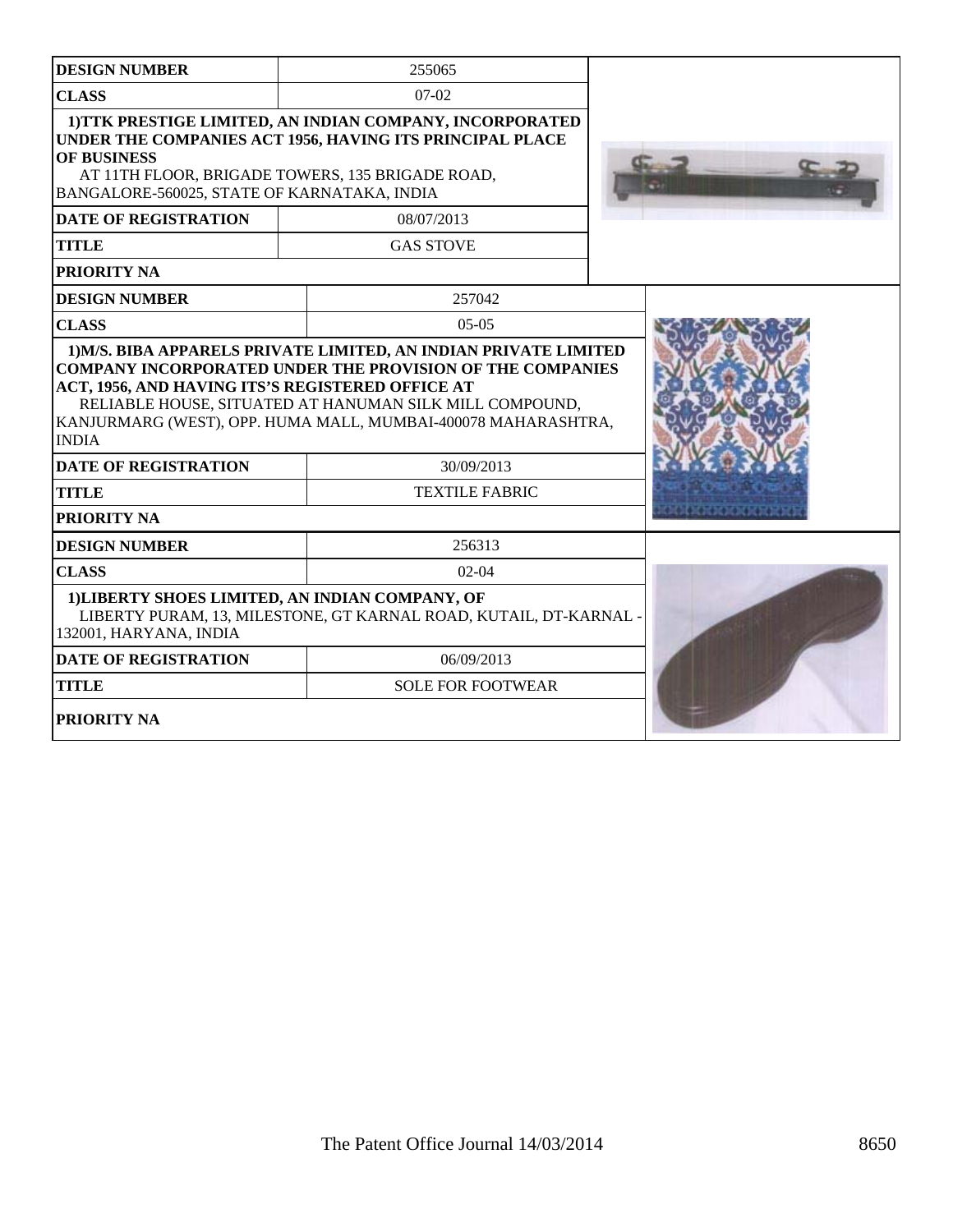| DESIGN NUMBER | 255065 |
|---|---|
| CLASS | 07-02 |
| 1)TTK PRESTIGE LIMITED, AN INDIAN COMPANY, INCORPORATED UNDER THE COMPANIES ACT 1956, HAVING ITS PRINCIPAL PLACE OF BUSINESS AT 11TH FLOOR, BRIGADE TOWERS, 135 BRIGADE ROAD, BANGALORE-560025, STATE OF KARNATAKA, INDIA | |
| DATE OF REGISTRATION | 08/07/2013 |
| TITLE | GAS STOVE |
| PRIORITY NA | |

| DESIGN NUMBER | 257042 |
|---|---|
| CLASS | 05-05 |
| 1)M/S. BIBA APPARELS PRIVATE LIMITED, AN INDIAN PRIVATE LIMITED COMPANY INCORPORATED UNDER THE PROVISION OF THE COMPANIES ACT, 1956, AND HAVING ITS'S REGISTERED OFFICE AT RELIABLE HOUSE, SITUATED AT HANUMAN SILK MILL COMPOUND, KANJURMARG (WEST), OPP. HUMA MALL, MUMBAI-400078 MAHARASHTRA, INDIA | |
| DATE OF REGISTRATION | 30/09/2013 |
| TITLE | TEXTILE FABRIC |
| PRIORITY NA | |

| DESIGN NUMBER | 256313 |
|---|---|
| CLASS | 02-04 |
| 1)LIBERTY SHOES LIMITED, AN INDIAN COMPANY, OF LIBERTY PURAM, 13, MILESTONE, GT KARNAL ROAD, KUTAIL, DT-KARNAL - 132001, HARYANA, INDIA | |
| DATE OF REGISTRATION | 06/09/2013 |
| TITLE | SOLE FOR FOOTWEAR |
| PRIORITY NA | |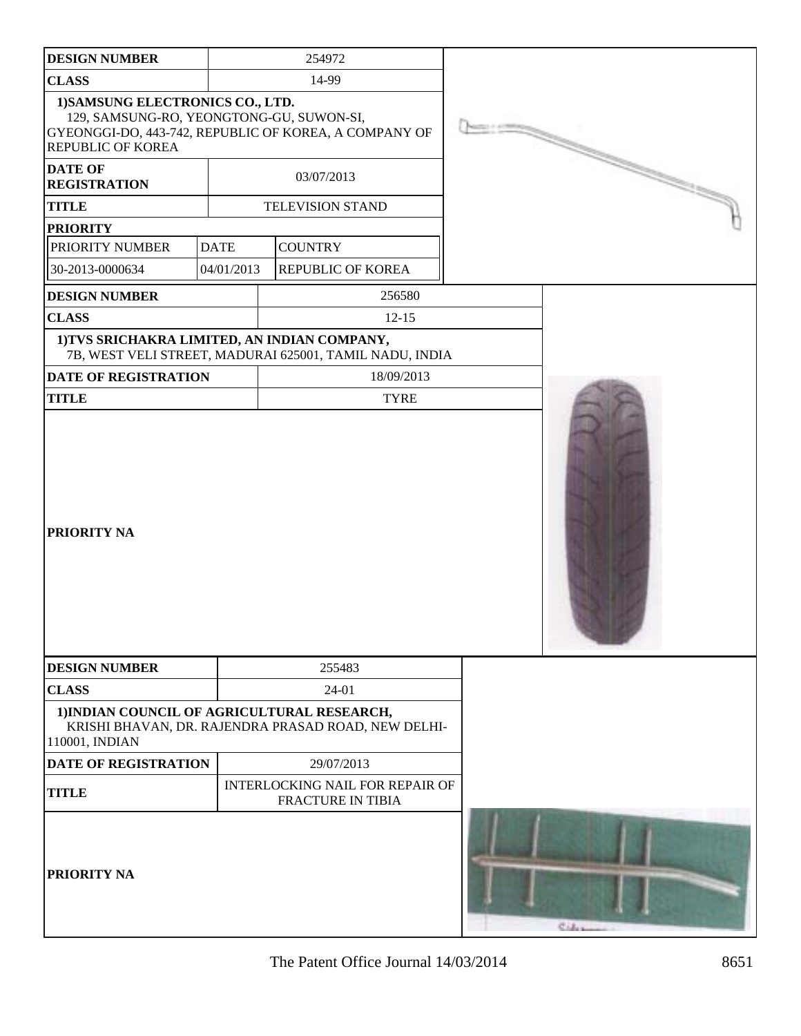| DESIGN NUMBER | 254972 | |
|---|---|---|
| CLASS | 14-99 | |
| 1)SAMSUNG ELECTRONICS CO., LTD. 129, SAMSUNG-RO, YEONGTONG-GU, SUWON-SI, GYEONGGI-DO, 443-742, REPUBLIC OF KOREA, A COMPANY OF REPUBLIC OF KOREA | | |
| DATE OF REGISTRATION | 03/07/2013 | |
| TITLE | TELEVISION STAND | |
| PRIORITY | | |
| PRIORITY NUMBER | DATE | COUNTRY |
| 30-2013-0000634 | 04/01/2013 | REPUBLIC OF KOREA |

| DESIGN NUMBER | 256580 |
|---|---|
| CLASS | 12-15 |
| 1)TVS SRICHAKRA LIMITED, AN INDIAN COMPANY, 7B, WEST VELI STREET, MADURAI 625001, TAMIL NADU, INDIA | |
| DATE OF REGISTRATION | 18/09/2013 |
| TITLE | TYRE |
| PRIORITY NA | |

| DESIGN NUMBER | 255483 |
|---|---|
| CLASS | 24-01 |
| 1)INDIAN COUNCIL OF AGRICULTURAL RESEARCH, KRISHI BHAVAN, DR. RAJENDRA PRASAD ROAD, NEW DELHI-110001, INDIAN | |
| DATE OF REGISTRATION | 29/07/2013 |
| TITLE | INTERLOCKING NAIL FOR REPAIR OF FRACTURE IN TIBIA |
| PRIORITY NA | |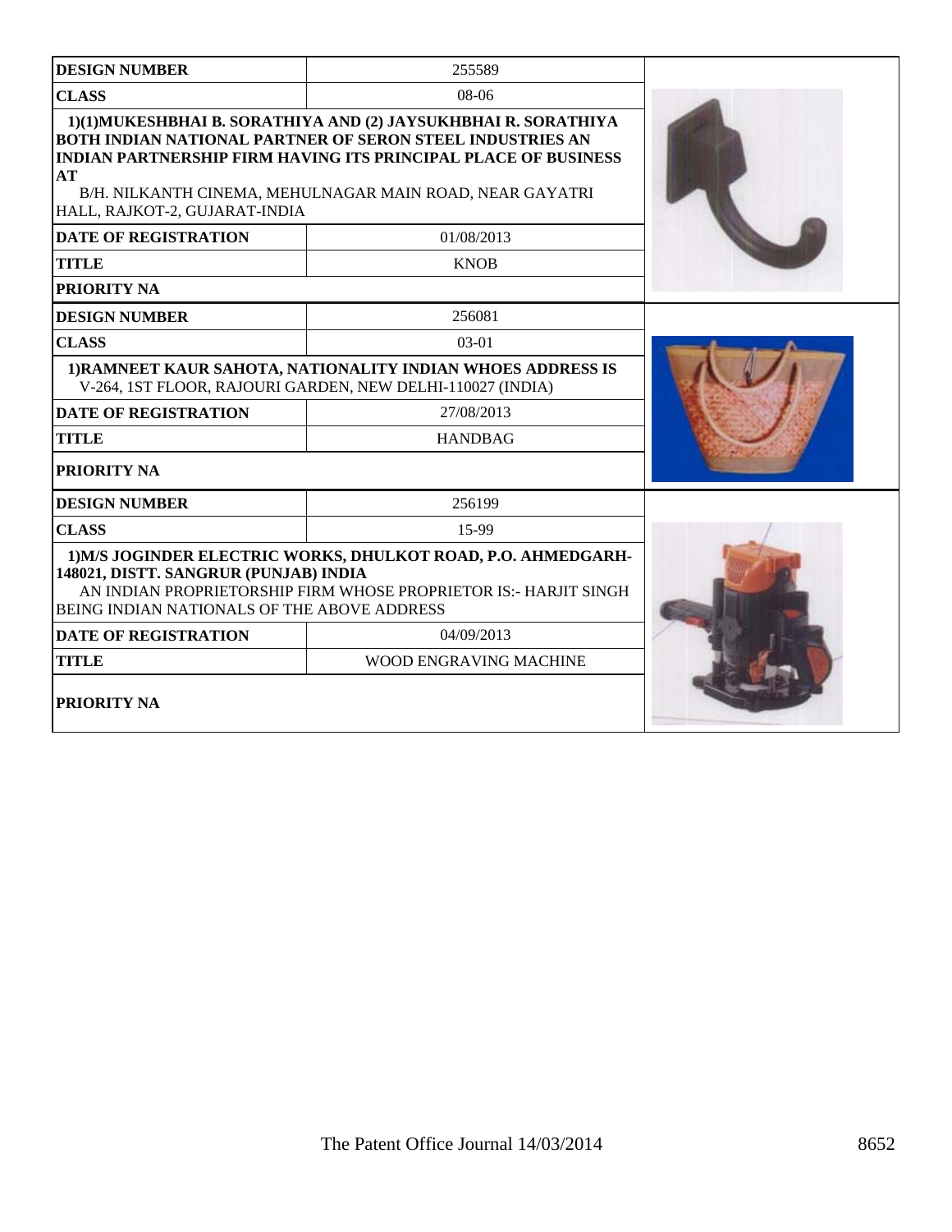| DESIGN NUMBER | 255589 |
| --- | --- |
| CLASS | 08-06 |
| 1)(1)MUKESHBHAI B. SORATHIYA AND (2) JAYSUKHBHAI R. SORATHIYA BOTH INDIAN NATIONAL PARTNER OF SERON STEEL INDUSTRIES AN INDIAN PARTNERSHIP FIRM HAVING ITS PRINCIPAL PLACE OF BUSINESS AT B/H. NILKANTH CINEMA, MEHULNAGAR MAIN ROAD, NEAR GAYATRI HALL, RAJKOT-2, GUJARAT-INDIA | |
| DATE OF REGISTRATION | 01/08/2013 |
| TITLE | KNOB |
| PRIORITY NA | |

| DESIGN NUMBER | 256081 |
| --- | --- |
| CLASS | 03-01 |
| 1)RAMNEET KAUR SAHOTA, NATIONALITY INDIAN WHOES ADDRESS IS V-264, 1ST FLOOR, RAJOURI GARDEN, NEW DELHI-110027 (INDIA) | |
| DATE OF REGISTRATION | 27/08/2013 |
| TITLE | HANDBAG |
| PRIORITY NA | |

| DESIGN NUMBER | 256199 |
| --- | --- |
| CLASS | 15-99 |
| 1)M/S JOGINDER ELECTRIC WORKS, DHULKOT ROAD, P.O. AHMEDGARH-148021, DISTT. SANGRUR (PUNJAB) INDIA AN INDIAN PROPRIETORSHIP FIRM WHOSE PROPRIETOR IS:- HARJIT SINGH BEING INDIAN NATIONALS OF THE ABOVE ADDRESS | |
| DATE OF REGISTRATION | 04/09/2013 |
| TITLE | WOOD ENGRAVING MACHINE |
| PRIORITY NA | |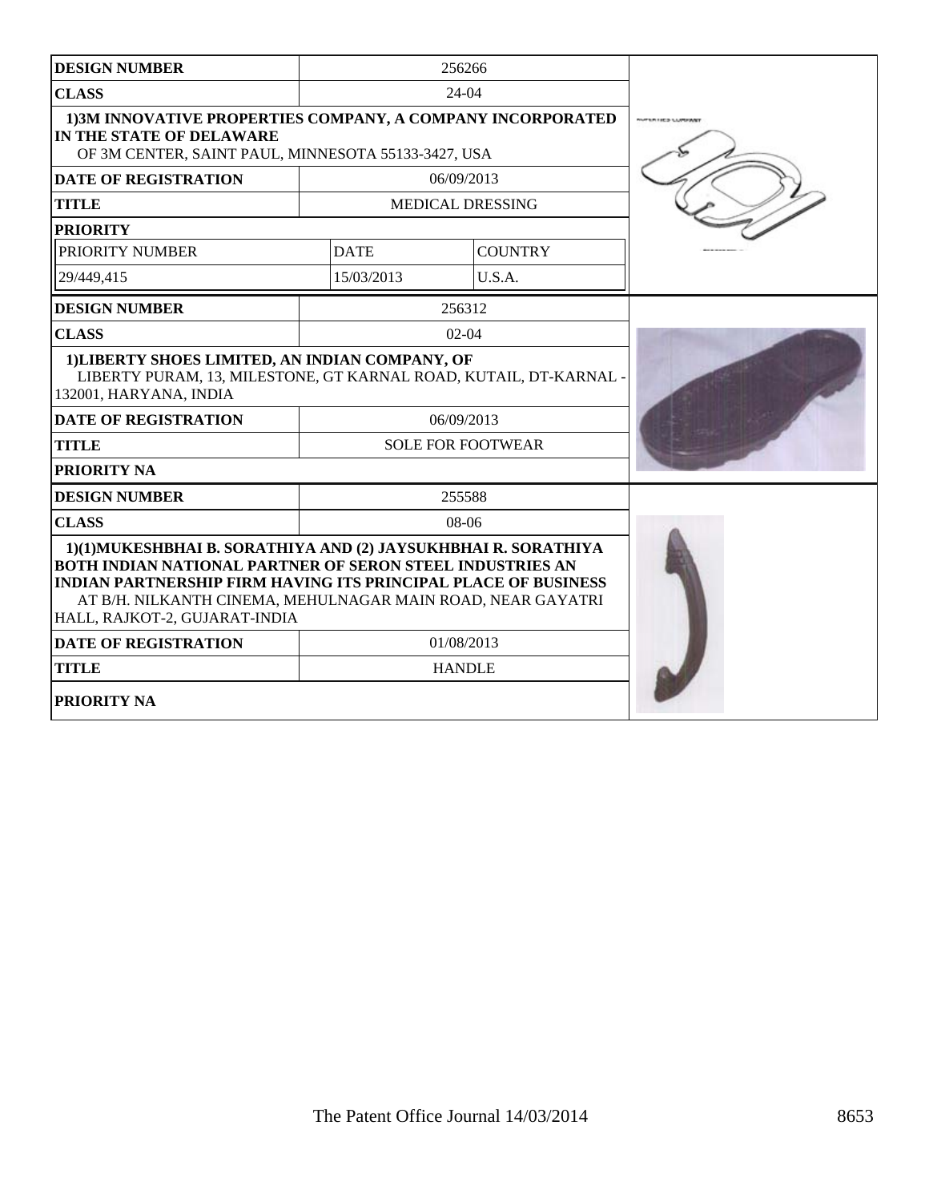| DESIGN NUMBER | 256266 | |
|---|---|---|
| CLASS | 24-04 | |
| 1)3M INNOVATIVE PROPERTIES COMPANY, A COMPANY INCORPORATED IN THE STATE OF DELAWARE OF 3M CENTER, SAINT PAUL, MINNESOTA 55133-3427, USA | | |
| DATE OF REGISTRATION | 06/09/2013 | |
| TITLE | MEDICAL DRESSING | |
| PRIORITY | | |
| PRIORITY NUMBER | DATE | COUNTRY |
| 29/449,415 | 15/03/2013 | U.S.A. |

| DESIGN NUMBER | 256312 |
|---|---|
| CLASS | 02-04 |
| 1)LIBERTY SHOES LIMITED, AN INDIAN COMPANY, OF LIBERTY PURAM, 13, MILESTONE, GT KARNAL ROAD, KUTAIL, DT-KARNAL - 132001, HARYANA, INDIA | |
| DATE OF REGISTRATION | 06/09/2013 |
| TITLE | SOLE FOR FOOTWEAR |
| PRIORITY NA | |

| DESIGN NUMBER | 255588 |
|---|---|
| CLASS | 08-06 |
| 1)(1)MUKESHBHAI B. SORATHIYA AND (2) JAYSUKHBHAI R. SORATHIYA BOTH INDIAN NATIONAL PARTNER OF SERON STEEL INDUSTRIES AN INDIAN PARTNERSHIP FIRM HAVING ITS PRINCIPAL PLACE OF BUSINESS AT B/H. NILKANTH CINEMA, MEHULNAGAR MAIN ROAD, NEAR GAYATRI HALL, RAJKOT-2, GUJARAT-INDIA | |
| DATE OF REGISTRATION | 01/08/2013 |
| TITLE | HANDLE |
| PRIORITY NA | |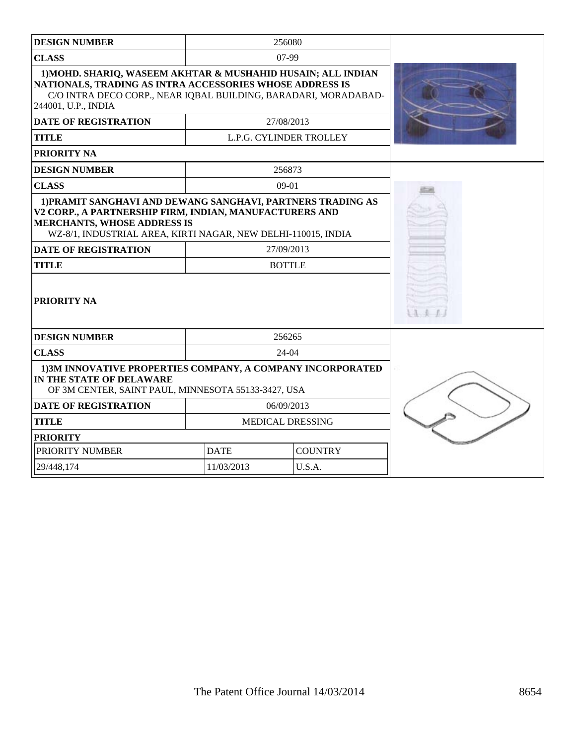| DESIGN NUMBER | 256080 |
|---|---|
| CLASS | 07-99 |
| 1)MOHD. SHARIQ, WASEEM AKHTAR & MUSHAHID HUSAIN; ALL INDIAN NATIONALS, TRADING AS INTRA ACCESSORIES WHOSE ADDRESS IS C/O INTRA DECO CORP., NEAR IQBAL BUILDING, BARADARI, MORADABAD-244001, U.P., INDIA | |
| DATE OF REGISTRATION | 27/08/2013 |
| TITLE | L.P.G. CYLINDER TROLLEY |
| PRIORITY NA | |

| DESIGN NUMBER | 256873 |
|---|---|
| CLASS | 09-01 |
| 1)PRAMIT SANGHAVI AND DEWANG SANGHAVI, PARTNERS TRADING AS V2 CORP., A PARTNERSHIP FIRM, INDIAN, MANUFACTURERS AND MERCHANTS, WHOSE ADDRESS IS WZ-8/1, INDUSTRIAL AREA, KIRTI NAGAR, NEW DELHI-110015, INDIA | |
| DATE OF REGISTRATION | 27/09/2013 |
| TITLE | BOTTLE |
| PRIORITY NA | |

| DESIGN NUMBER | 256265 | |
|---|---|---|
| CLASS | 24-04 | |
| 1)3M INNOVATIVE PROPERTIES COMPANY, A COMPANY INCORPORATED IN THE STATE OF DELAWARE OF 3M CENTER, SAINT PAUL, MINNESOTA 55133-3427, USA | | |
| DATE OF REGISTRATION | 06/09/2013 | |
| TITLE | MEDICAL DRESSING | |
| PRIORITY | | |
| PRIORITY NUMBER | DATE | COUNTRY |
| 29/448,174 | 11/03/2013 | U.S.A. |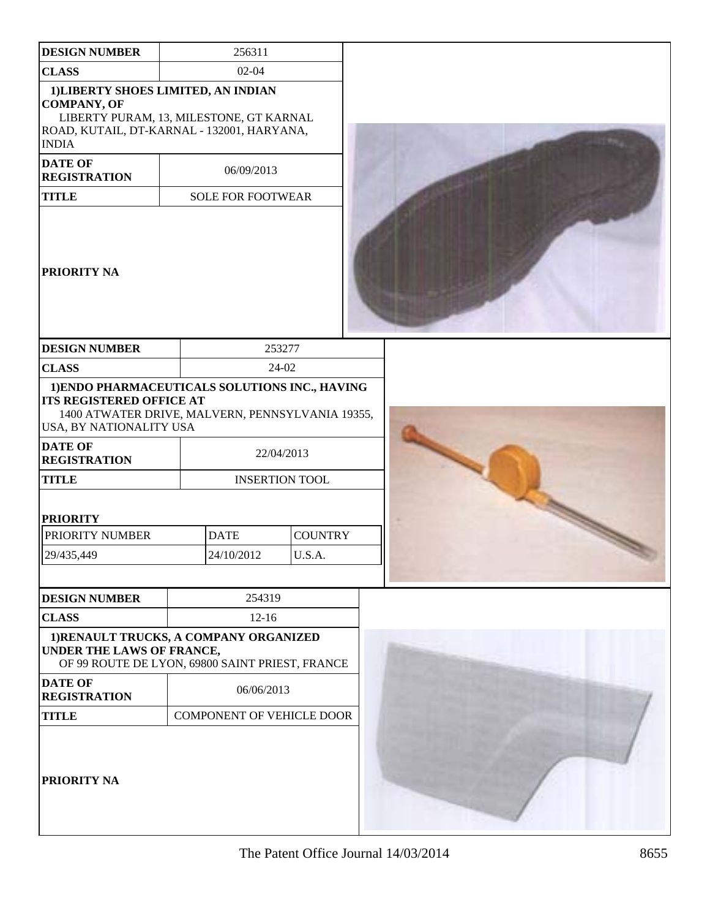| DESIGN NUMBER | 256311 |
|---|---|
| CLASS | 02-04 |
| 1)LIBERTY SHOES LIMITED, AN INDIAN COMPANY, OF LIBERTY PURAM, 13, MILESTONE, GT KARNAL ROAD, KUTAIL, DT-KARNAL - 132001, HARYANA, INDIA | |
| DATE OF REGISTRATION | 06/09/2013 |
| TITLE | SOLE FOR FOOTWEAR |
| PRIORITY NA | |

| DESIGN NUMBER | 253277 | |
|---|---|---|
| CLASS | 24-02 | |
| 1)ENDO PHARMACEUTICALS SOLUTIONS INC., HAVING ITS REGISTERED OFFICE AT 1400 ATWATER DRIVE, MALVERN, PENNSYLVANIA 19355, USA, BY NATIONALITY USA | | |
| DATE OF REGISTRATION | 22/04/2013 | |
| TITLE | INSERTION TOOL | |
| PRIORITY | | |
| PRIORITY NUMBER | DATE | COUNTRY |
| 29/435,449 | 24/10/2012 | U.S.A. |

| DESIGN NUMBER | 254319 |
|---|---|
| CLASS | 12-16 |
| 1)RENAULT TRUCKS, A COMPANY ORGANIZED UNDER THE LAWS OF FRANCE, OF 99 ROUTE DE LYON, 69800 SAINT PRIEST, FRANCE | |
| DATE OF REGISTRATION | 06/06/2013 |
| TITLE | COMPONENT OF VEHICLE DOOR |
| PRIORITY NA | |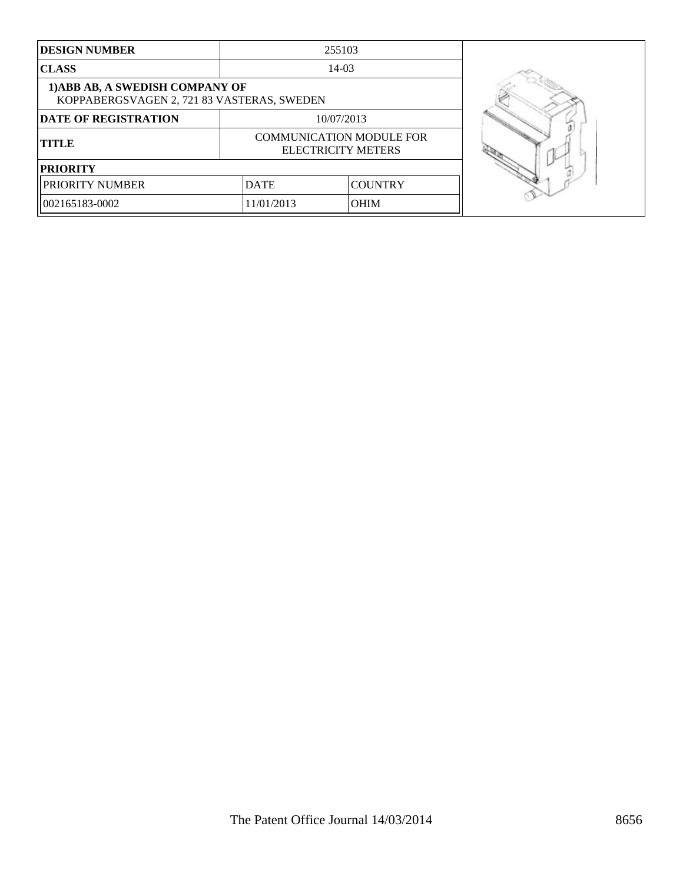| | | |
|---|---|---|
| **DESIGN NUMBER** | 255103 | |
| **CLASS** | 14-03 | |
| **1)ABB AB, A SWEDISH COMPANY OF** KOPPABERGSVAGEN 2, 721 83 VASTERAS, SWEDEN | | |
| **DATE OF REGISTRATION** | 10/07/2013 | |
| **TITLE** | COMMUNICATION MODULE FOR ELECTRICITY METERS | |
| **PRIORITY** | | |
| PRIORITY NUMBER | DATE | COUNTRY |
| 002165183-0002 | 11/01/2013 | OHIM |